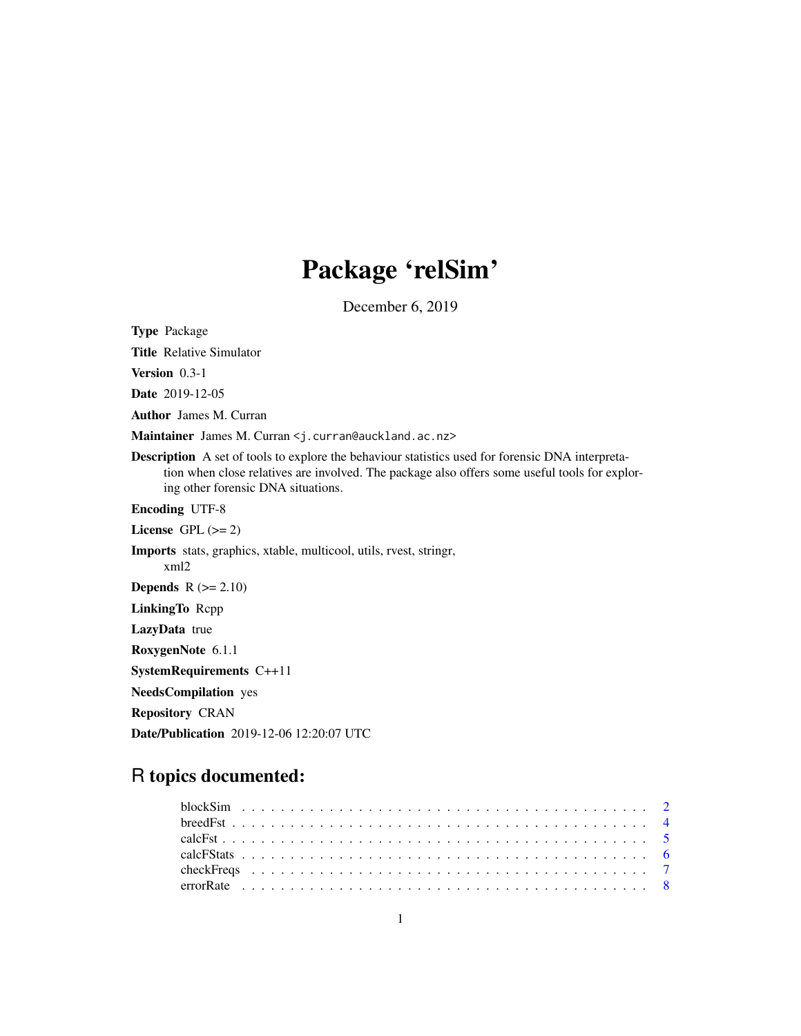# Package 'relSim'

December 6, 2019

**Type** Package

**Title** Relative Simulator

**Version** 0.3-1

**Date** 2019-12-05

**Author** James M. Curran

**Maintainer** James M. Curran <j.curran@auckland.ac.nz>

**Description** A set of tools to explore the behaviour statistics used for forensic DNA interpretation when close relatives are involved. The package also offers some useful tools for exploring other forensic DNA situations.

**Encoding** UTF-8

**License** GPL (>= 2)

**Imports** stats, graphics, xtable, multicool, utils, rvest, stringr, xml2

**Depends** R (>= 2.10)

**LinkingTo** Rcpp

**LazyData** true

**RoxygenNote** 6.1.1

**SystemRequirements** C++11

**NeedsCompilation** yes

**Repository** CRAN

**Date/Publication** 2019-12-06 12:20:07 UTC

## R topics documented:

| | |
|---|---|
| blockSim | 2 |
| breedFst | 4 |
| calcFst | 5 |
| calcFStats | 6 |
| checkFreqs | 7 |
| errorRate | 8 |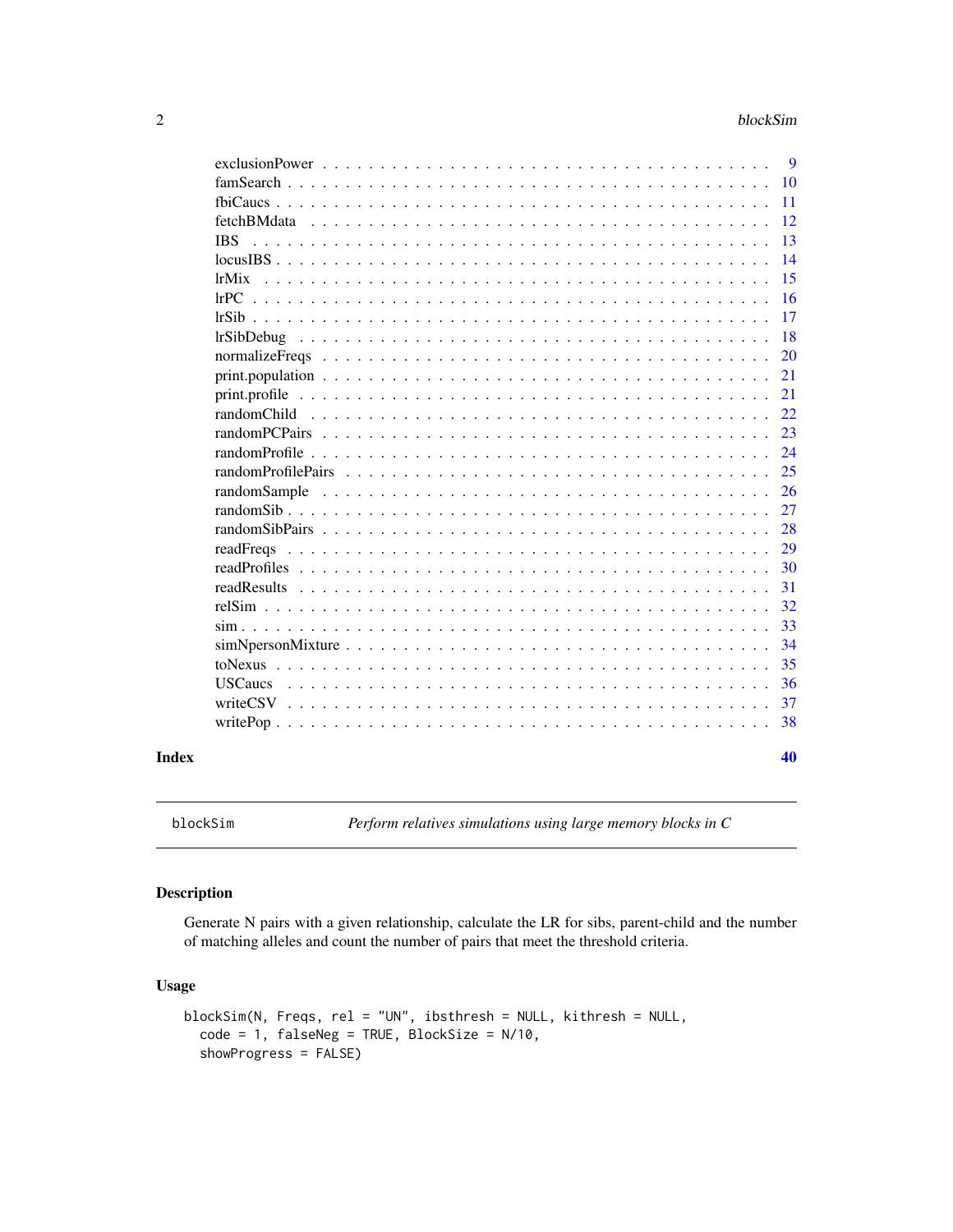| | |
|---|---|
| exclusionPower | 9 |
| famSearch | 10 |
| fbiCaucs | 11 |
| fetchBMdata | 12 |
| IBS | 13 |
| locusIBS | 14 |
| lrMix | 15 |
| lrPC | 16 |
| lrSib | 17 |
| lrSibDebug | 18 |
| normalizeFreqs | 20 |
| print.population | 21 |
| print.profile | 21 |
| randomChild | 22 |
| randomPCPairs | 23 |
| randomProfile | 24 |
| randomProfilePairs | 25 |
| randomSample | 26 |
| randomSib | 27 |
| randomSibPairs | 28 |
| readFreqs | 29 |
| readProfiles | 30 |
| readResults | 31 |
| relSim | 32 |
| sim | 33 |
| simNpersonMixture | 34 |
| toNexus | 35 |
| USCaucs | 36 |
| writeCSV | 37 |
| writePop | 38 |
| **Index** | **40** |

---

`blockSim` *Perform relatives simulations using large memory blocks in C*

---

## Description

Generate N pairs with a given relationship, calculate the LR for sibs, parent-child and the number of matching alleles and count the number of pairs that meet the threshold criteria.

## Usage

```
blockSim(N, Freqs, rel = "UN", ibsthresh = NULL, kithresh = NULL,
  code = 1, falseNeg = TRUE, BlockSize = N/10,
  showProgress = FALSE)
```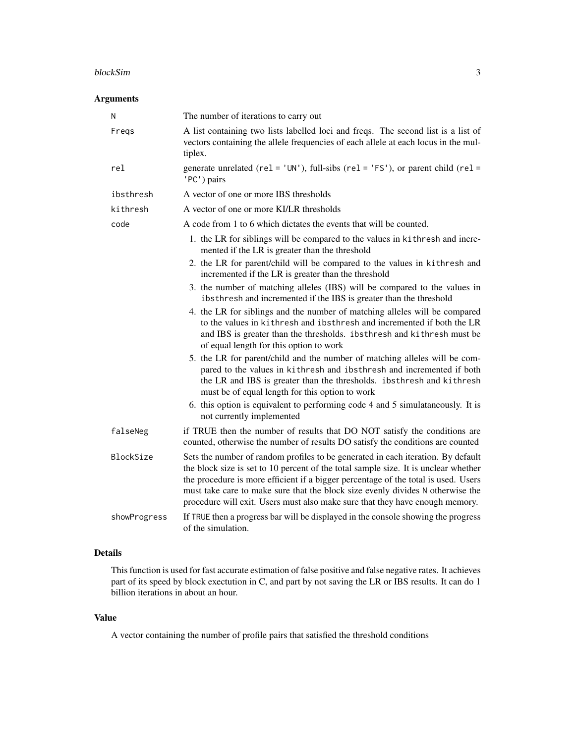## Arguments

| | |
|---|---|
| `N` | The number of iterations to carry out |
| `Freqs` | A list containing two lists labelled loci and freqs. The second list is a list of vectors containing the allele frequencies of each allele at each locus in the multiplex. |
| `rel` | generate unrelated (`rel = 'UN'`), full-sibs (`rel = 'FS'`), or parent child (`rel = 'PC'`) pairs |
| `ibsthresh` | A vector of one or more IBS thresholds |
| `kithresh` | A vector of one or more KI/LR thresholds |
| `code` | A code from 1 to 6 which dictates the events that will be counted.<br>1. the LR for siblings will be compared to the values in `kithresh` and incremented if the LR is greater than the threshold<br>2. the LR for parent/child will be compared to the values in `kithresh` and incremented if the LR is greater than the threshold<br>3. the number of matching alleles (IBS) will be compared to the values in `ibsthresh` and incremented if the IBS is greater than the threshold<br>4. the LR for siblings and the number of matching alleles will be compared to the values in `kithresh` and `ibsthresh` and incremented if both the LR and IBS is greater than the thresholds. `ibsthresh` and `kithresh` must be of equal length for this option to work<br>5. the LR for parent/child and the number of matching alleles will be compared to the values in `kithresh` and `ibsthresh` and incremented if both the LR and IBS is greater than the thresholds. `ibsthresh` and `kithresh` must be of equal length for this option to work<br>6. this option is equivalent to performing code 4 and 5 simulataneously. It is not currently implemented |
| `falseNeg` | if TRUE then the number of results that DO NOT satisfy the conditions are counted, otherwise the number of results DO satisfy the conditions are counted |
| `BlockSize` | Sets the number of random profiles to be generated in each iteration. By default the block size is set to 10 percent of the total sample size. It is unclear whether the procedure is more efficient if a bigger percentage of the total is used. Users must take care to make sure that the block size evenly divides `N` otherwise the procedure will exit. Users must also make sure that they have enough memory. |
| `showProgress` | If `TRUE` then a progress bar will be displayed in the console showing the progress of the simulation. |

## Details

This function is used for fast accurate estimation of false positive and false negative rates. It achieves part of its speed by block exectution in C, and part by not saving the LR or IBS results. It can do 1 billion iterations in about an hour.

## Value

A vector containing the number of profile pairs that satisfied the threshold conditions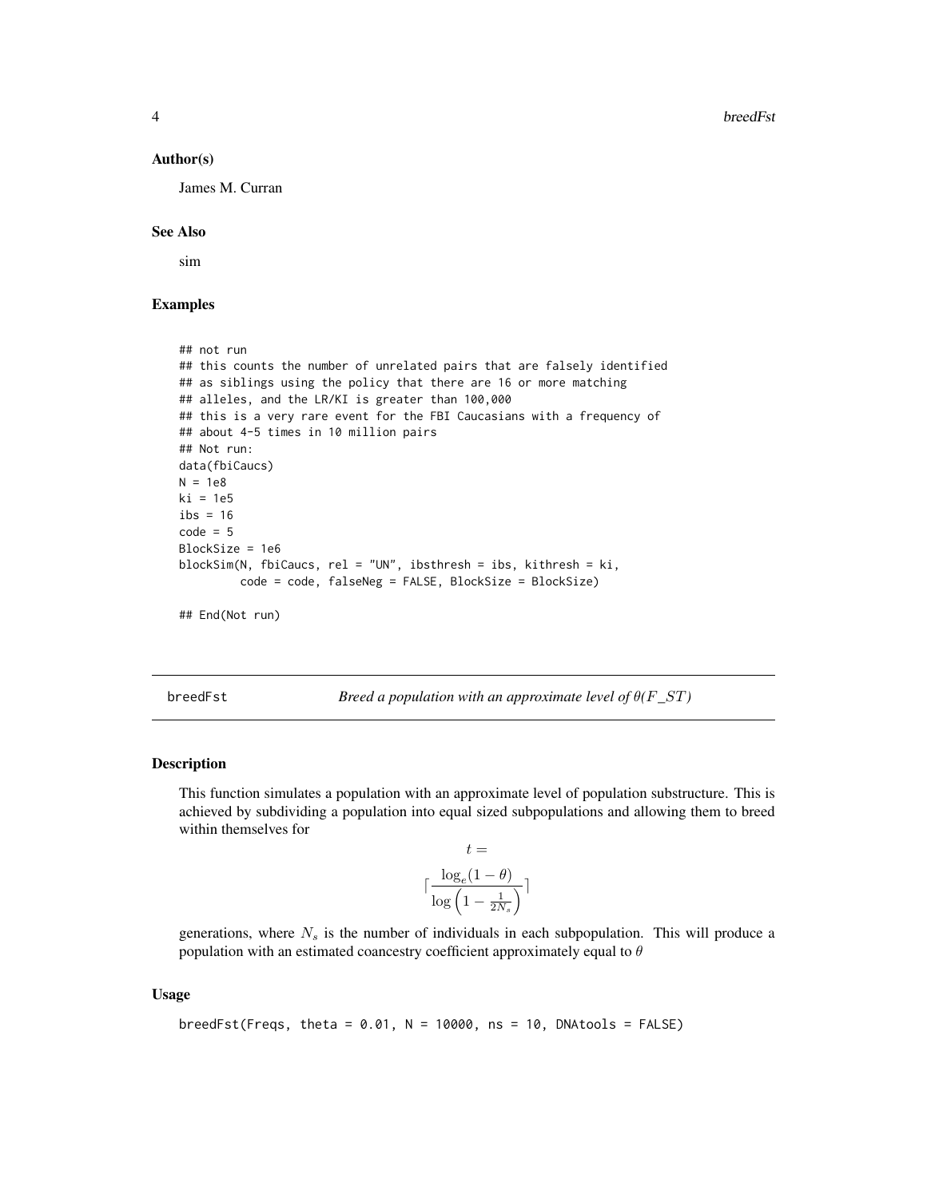### Author(s)

James M. Curran

### See Also

sim

### Examples

```
## not run
## this counts the number of unrelated pairs that are falsely identified
## as siblings using the policy that there are 16 or more matching
## alleles, and the LR/KI is greater than 100,000
## this is a very rare event for the FBI Caucasians with a frequency of
## about 4-5 times in 10 million pairs
## Not run:
data(fbiCaucs)
N = 1e8
ki = 1e5
ibs = 16
code = 5
BlockSize = 1e6
blockSim(N, fbiCaucs, rel = "UN", ibsthresh = ibs, kithresh = ki,
         code = code, falseNeg = FALSE, BlockSize = BlockSize)

## End(Not run)
```

---

`breedFst` *Breed a population with an approximate level of $\theta(F\_ST)$*

---

### Description

This function simulates a population with an approximate level of population substructure. This is achieved by subdividing a population into equal sized subpopulations and allowing them to breed within themselves for

$$t =$$

$$\lceil \frac{\log_e(1-\theta)}{\log\left(1 - \frac{1}{2N_s}\right)} \rceil$$

generations, where $N_s$ is the number of individuals in each subpopulation. This will produce a population with an estimated coancestry coefficient approximately equal to $\theta$

### Usage

```
breedFst(Freqs, theta = 0.01, N = 10000, ns = 10, DNAtools = FALSE)
```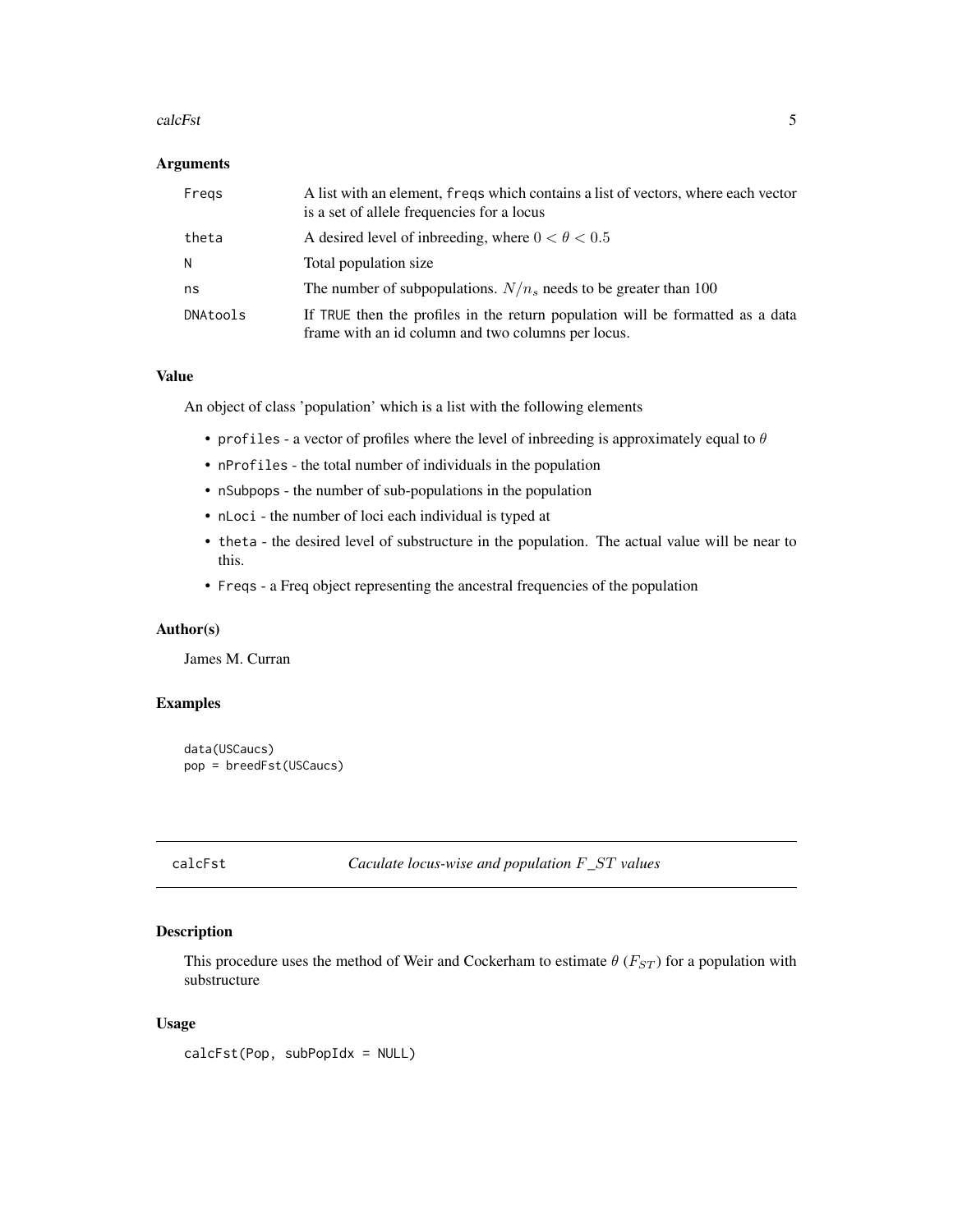### Arguments

| | |
|---|---|
| Freqs | A list with an element, freqs which contains a list of vectors, where each vector is a set of allele frequencies for a locus |
| theta | A desired level of inbreeding, where $0 < \theta < 0.5$ |
| N | Total population size |
| ns | The number of subpopulations. $N/n_s$ needs to be greater than 100 |
| DNAtools | If TRUE then the profiles in the return population will be formatted as a data frame with an id column and two columns per locus. |

### Value

An object of class 'population' which is a list with the following elements

- profiles - a vector of profiles where the level of inbreeding is approximately equal to $\theta$
- nProfiles - the total number of individuals in the population
- nSubpops - the number of sub-populations in the population
- nLoci - the number of loci each individual is typed at
- theta - the desired level of substructure in the population. The actual value will be near to this.
- Freqs - a Freq object representing the ancestral frequencies of the population

### Author(s)

James M. Curran

### Examples

```
data(USCaucs)
pop = breedFst(USCaucs)
```

---

## calcFst — *Caculate locus-wise and population $F\_ST$ values*

### Description

This procedure uses the method of Weir and Cockerham to estimate $\theta$ ($F_{ST}$) for a population with substructure

### Usage

```
calcFst(Pop, subPopIdx = NULL)
```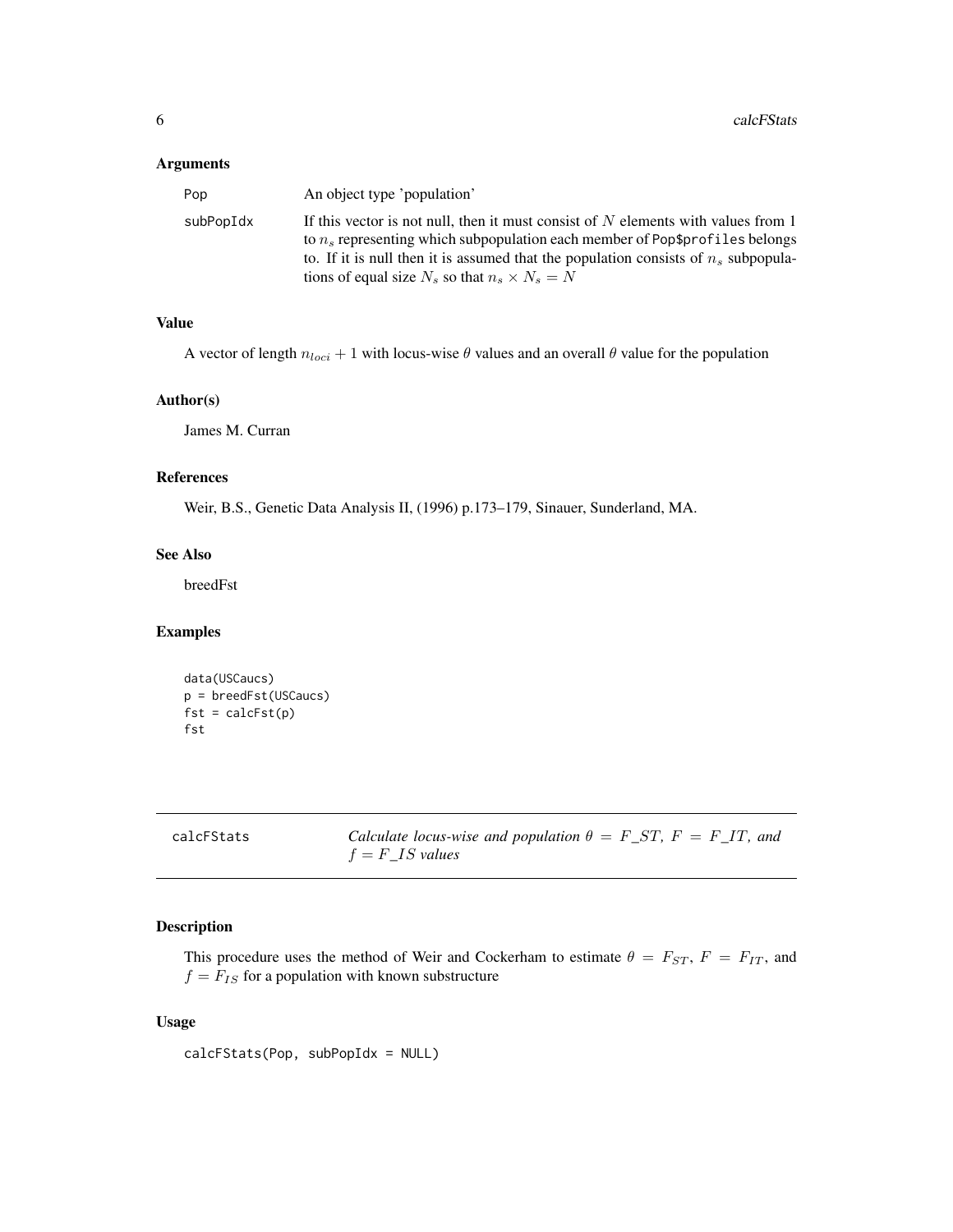### Arguments

| | |
|---|---|
| Pop | An object type 'population' |
| subPopIdx | If this vector is not null, then it must consist of $N$ elements with values from 1 to $n_s$ representing which subpopulation each member of Pop$profiles belongs to. If it is null then it is assumed that the population consists of $n_s$ subpopulations of equal size $N_s$ so that $n_s \times N_s = N$ |

### Value

A vector of length $n_{loci} + 1$ with locus-wise $\theta$ values and an overall $\theta$ value for the population

### Author(s)

James M. Curran

### References

Weir, B.S., Genetic Data Analysis II, (1996) p.173–179, Sinauer, Sunderland, MA.

### See Also

breedFst

### Examples

```
data(USCaucs)
p = breedFst(USCaucs)
fst = calcFst(p)
fst
```

---

## calcFStats — *Calculate locus-wise and population $\theta = F\_ST$, $F = F\_IT$, and $f = F\_IS$ values*

---

### Description

This procedure uses the method of Weir and Cockerham to estimate $\theta = F_{ST}$, $F = F_{IT}$, and $f = F_{IS}$ for a population with known substructure

### Usage

```
calcFStats(Pop, subPopIdx = NULL)
```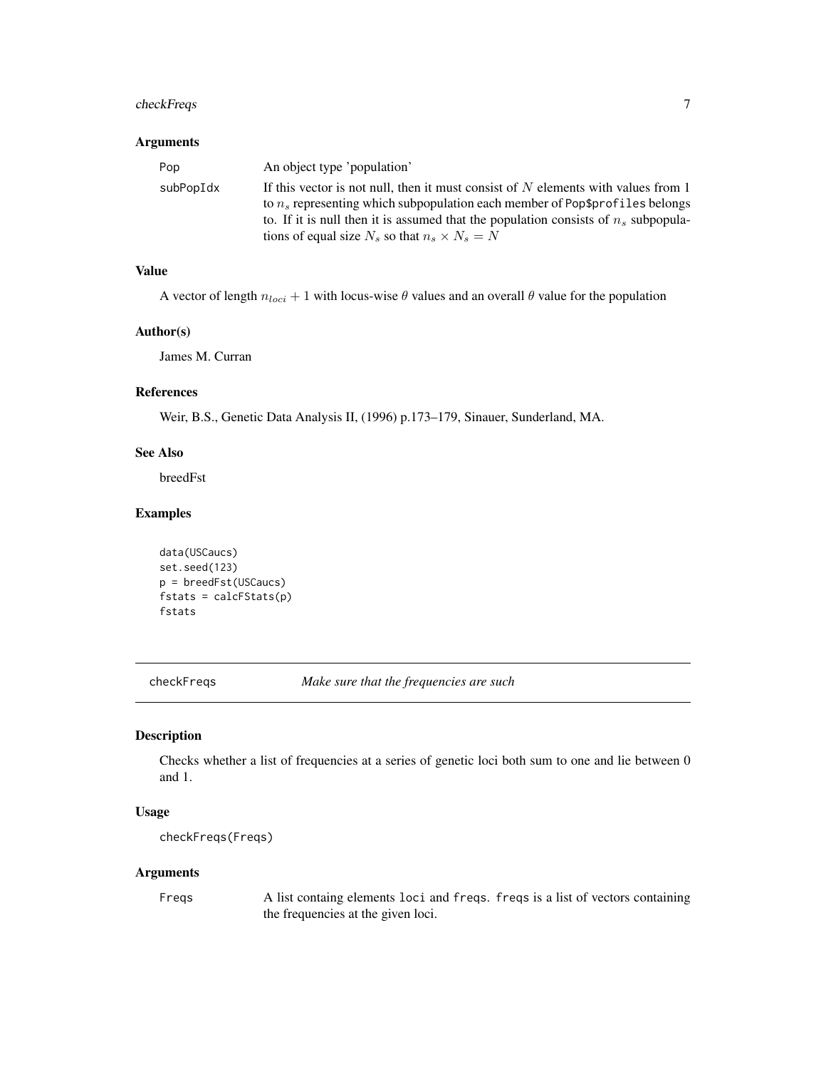### Arguments

| | |
|---|---|
| Pop | An object type 'population' |
| subPopIdx | If this vector is not null, then it must consist of $N$ elements with values from 1 to $n_s$ representing which subpopulation each member of `Pop$profiles` belongs to. If it is null then it is assumed that the population consists of $n_s$ subpopulations of equal size $N_s$ so that $n_s \times N_s = N$ |

### Value

A vector of length $n_{loci} + 1$ with locus-wise $\theta$ values and an overall $\theta$ value for the population

### Author(s)

James M. Curran

### References

Weir, B.S., Genetic Data Analysis II, (1996) p.173–179, Sinauer, Sunderland, MA.

### See Also

breedFst

### Examples

```
data(USCaucs)
set.seed(123)
p = breedFst(USCaucs)
fstats = calcFStats(p)
fstats
```

---

## checkFreqs &nbsp;&nbsp;&nbsp;&nbsp; *Make sure that the frequencies are such*

---

### Description

Checks whether a list of frequencies at a series of genetic loci both sum to one and lie between 0 and 1.

### Usage

```
checkFreqs(Freqs)
```

### Arguments

| | |
|---|---|
| Freqs | A list containg elements `loci` and `freqs`. `freqs` is a list of vectors containing the frequencies at the given loci. |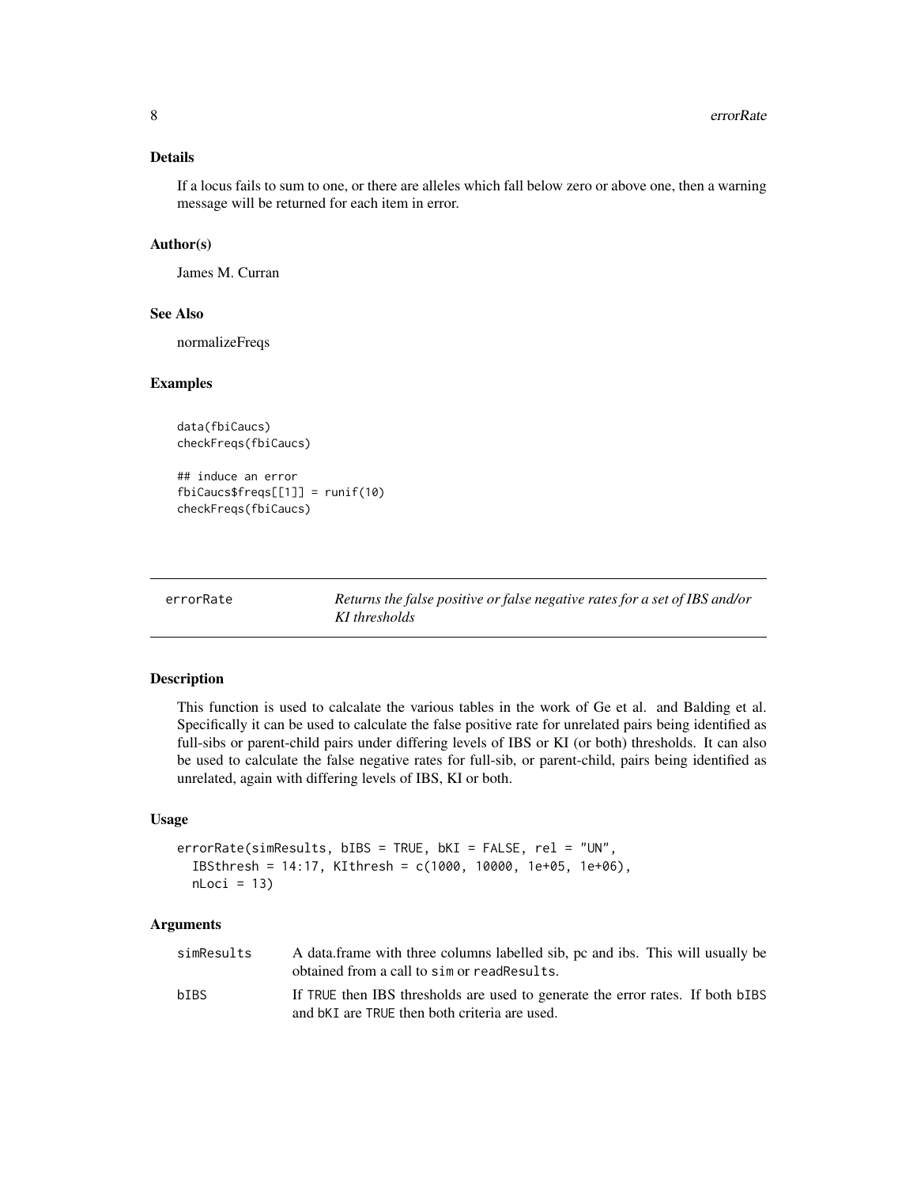### Details

If a locus fails to sum to one, or there are alleles which fall below zero or above one, then a warning message will be returned for each item in error.

### Author(s)

James M. Curran

### See Also

normalizeFreqs

### Examples

```
data(fbiCaucs)
checkFreqs(fbiCaucs)

## induce an error
fbiCaucs$freqs[[1]] = runif(10)
checkFreqs(fbiCaucs)
```

---

## errorRate — *Returns the false positive or false negative rates for a set of IBS and/or KI thresholds*

---

### Description

This function is used to calcalate the various tables in the work of Ge et al. and Balding et al. Specifically it can be used to calculate the false positive rate for unrelated pairs being identified as full-sibs or parent-child pairs under differing levels of IBS or KI (or both) thresholds. It can also be used to calculate the false negative rates for full-sib, or parent-child, pairs being identified as unrelated, again with differing levels of IBS, KI or both.

### Usage

```
errorRate(simResults, bIBS = TRUE, bKI = FALSE, rel = "UN",
  IBSthresh = 14:17, KIthresh = c(1000, 10000, 1e+05, 1e+06),
  nLoci = 13)
```

### Arguments

| | |
|---|---|
| simResults | A data.frame with three columns labelled sib, pc and ibs. This will usually be obtained from a call to sim or readResults. |
| bIBS | If TRUE then IBS thresholds are used to generate the error rates. If both bIBS and bKI are TRUE then both criteria are used. |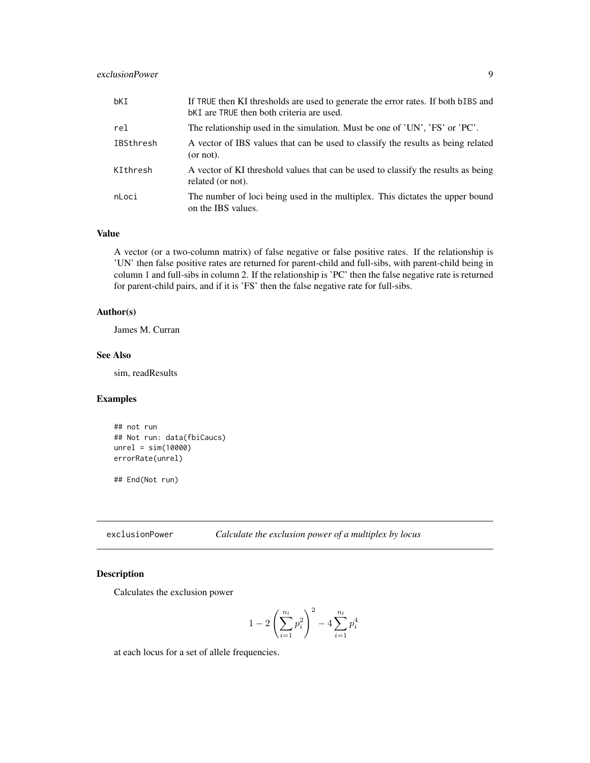| | |
|---|---|
| bKI | If TRUE then KI thresholds are used to generate the error rates. If both bIBS and bKI are TRUE then both criteria are used. |
| rel | The relationship used in the simulation. Must be one of 'UN', 'FS' or 'PC'. |
| IBSthresh | A vector of IBS values that can be used to classify the results as being related (or not). |
| KIthresh | A vector of KI threshold values that can be used to classify the results as being related (or not). |
| nLoci | The number of loci being used in the multiplex. This dictates the upper bound on the IBS values. |

### Value

A vector (or a two-column matrix) of false negative or false positive rates. If the relationship is 'UN' then false positive rates are returned for parent-child and full-sibs, with parent-child being in column 1 and full-sibs in column 2. If the relationship is 'PC' then the false negative rate is returned for parent-child pairs, and if it is 'FS' then the false negative rate for full-sibs.

### Author(s)

James M. Curran

### See Also

sim, readResults

### Examples

```
## not run
## Not run: data(fbiCaucs)
unrel = sim(10000)
errorRate(unrel)

## End(Not run)
```

---

## exclusionPower *Calculate the exclusion power of a multiplex by locus*

### Description

Calculates the exclusion power

$$1 - 2\left(\sum_{i=1}^{n_l} p_i^2\right)^2 - 4\sum_{i=1}^{n_l} p_i^4$$

at each locus for a set of allele frequencies.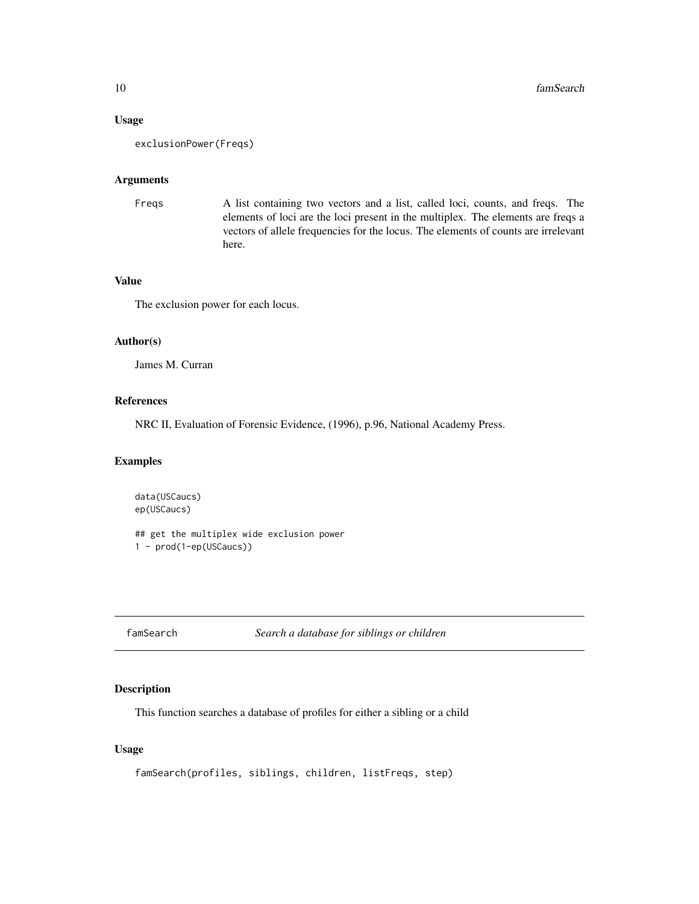### Usage

```
exclusionPower(Freqs)
```

### Arguments

| | |
|---|---|
| Freqs | A list containing two vectors and a list, called loci, counts, and freqs. The elements of loci are the loci present in the multiplex. The elements are freqs a vectors of allele frequencies for the locus. The elements of counts are irrelevant here. |

### Value

The exclusion power for each locus.

### Author(s)

James M. Curran

### References

NRC II, Evaluation of Forensic Evidence, (1996), p.96, National Academy Press.

### Examples

```
data(USCaucs)
ep(USCaucs)

## get the multiplex wide exclusion power
1 - prod(1-ep(USCaucs))
```

---

## famSearch *Search a database for siblings or children*

### Description

This function searches a database of profiles for either a sibling or a child

### Usage

```
famSearch(profiles, siblings, children, listFreqs, step)
```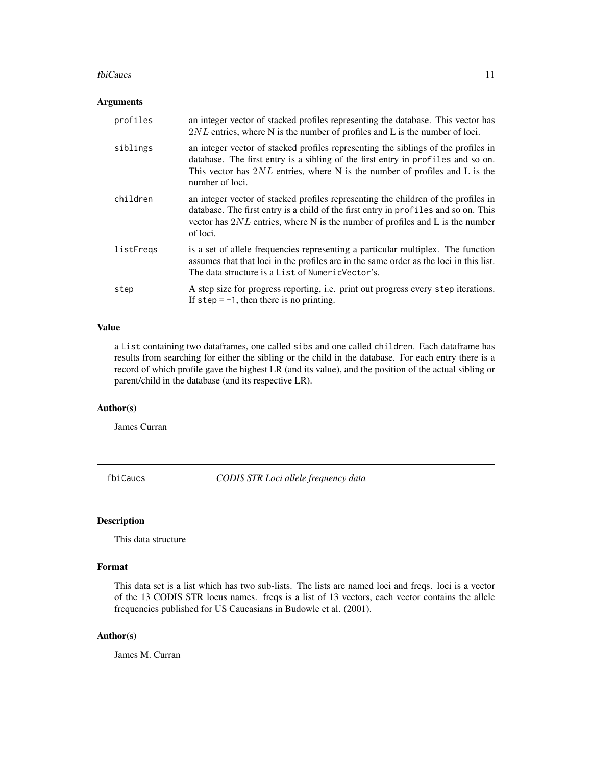## Arguments

| | |
|---|---|
| `profiles` | an integer vector of stacked profiles representing the database. This vector has $2NL$ entries, where N is the number of profiles and L is the number of loci. |
| `siblings` | an integer vector of stacked profiles representing the siblings of the profiles in database. The first entry is a sibling of the first entry in `profiles` and so on. This vector has $2NL$ entries, where N is the number of profiles and L is the number of loci. |
| `children` | an integer vector of stacked profiles representing the children of the profiles in database. The first entry is a child of the first entry in `profiles` and so on. This vector has $2NL$ entries, where N is the number of profiles and L is the number of loci. |
| `listFreqs` | is a set of allele frequencies representing a particular multiplex. The function assumes that that loci in the profiles are in the same order as the loci in this list. The data structure is a `List` of `NumericVector`'s. |
| `step` | A step size for progress reporting, i.e. print out progress every `step` iterations. If `step = -1`, then there is no printing. |

## Value

a `List` containing two dataframes, one called `sibs` and one called `children`. Each dataframe has results from searching for either the sibling or the child in the database. For each entry there is a record of which profile gave the highest LR (and its value), and the position of the actual sibling or parent/child in the database (and its respective LR).

## Author(s)

James Curran

---

# fbiCaucs — *CODIS STR Loci allele frequency data*

## Description

This data structure

## Format

This data set is a list which has two sub-lists. The lists are named loci and freqs. loci is a vector of the 13 CODIS STR locus names. freqs is a list of 13 vectors, each vector contains the allele frequencies published for US Caucasians in Budowle et al. (2001).

## Author(s)

James M. Curran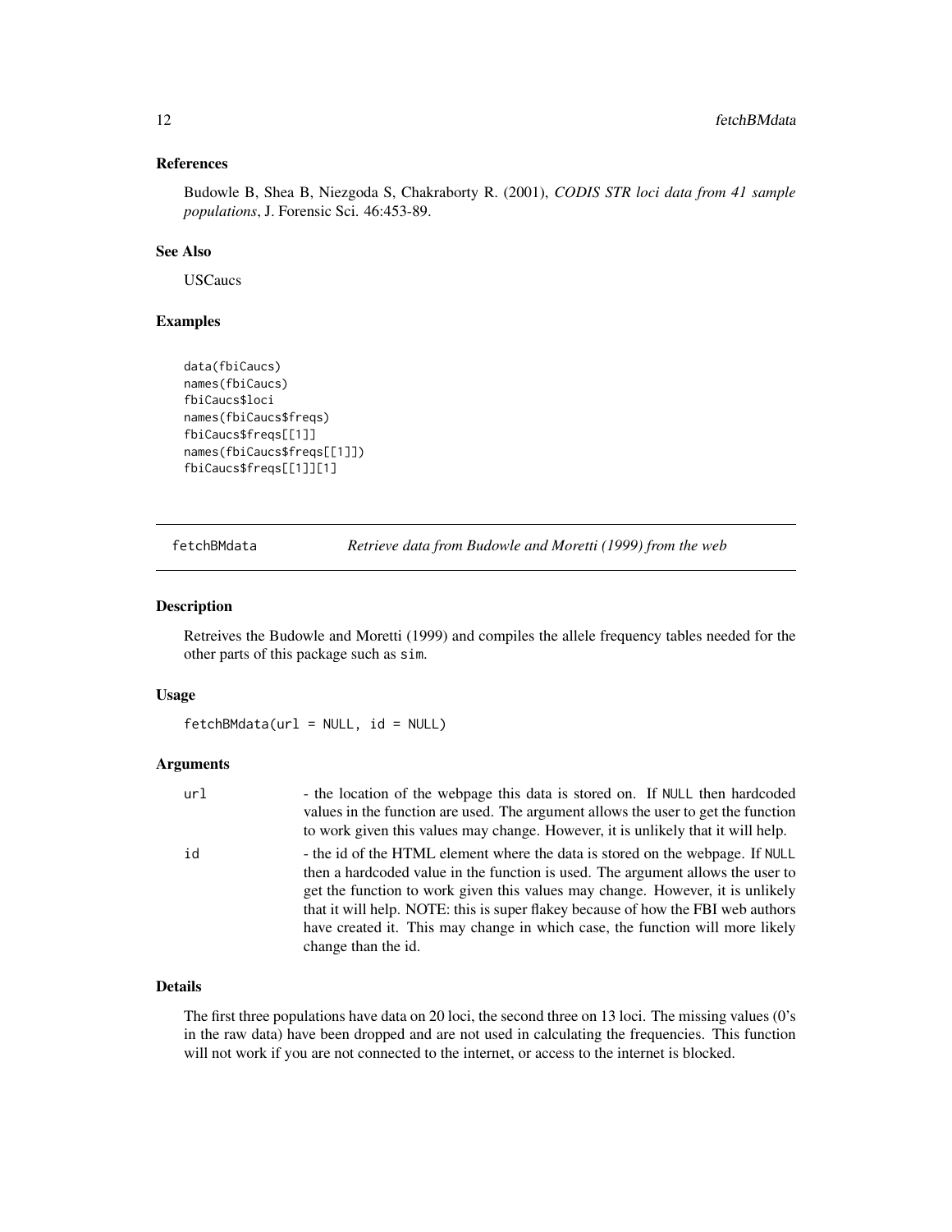### References

Budowle B, Shea B, Niezgoda S, Chakraborty R. (2001), *CODIS STR loci data from 41 sample populations*, J. Forensic Sci. 46:453-89.

### See Also

USCaucs

### Examples

```
data(fbiCaucs)
names(fbiCaucs)
fbiCaucs$loci
names(fbiCaucs$freqs)
fbiCaucs$freqs[[1]]
names(fbiCaucs$freqs[[1]])
fbiCaucs$freqs[[1]][1]
```

---

## fetchBMdata — *Retrieve data from Budowle and Moretti (1999) from the web*

### Description

Retreives the Budowle and Moretti (1999) and compiles the allele frequency tables needed for the other parts of this package such as `sim`.

### Usage

```
fetchBMdata(url = NULL, id = NULL)
```

### Arguments

| | |
|---|---|
| `url` | - the location of the webpage this data is stored on. If `NULL` then hardcoded values in the function are used. The argument allows the user to get the function to work given this values may change. However, it is unlikely that it will help. |
| `id` | - the id of the HTML element where the data is stored on the webpage. If `NULL` then a hardcoded value in the function is used. The argument allows the user to get the function to work given this values may change. However, it is unlikely that it will help. NOTE: this is super flakey because of how the FBI web authors have created it. This may change in which case, the function will more likely change than the id. |

### Details

The first three populations have data on 20 loci, the second three on 13 loci. The missing values (0's in the raw data) have been dropped and are not used in calculating the frequencies. This function will not work if you are not connected to the internet, or access to the internet is blocked.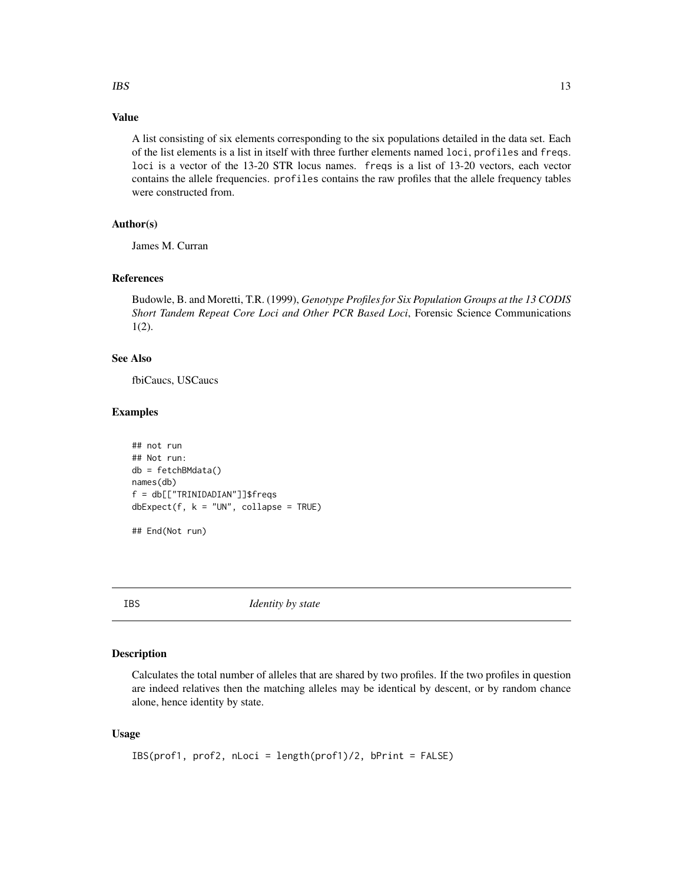### Value

A list consisting of six elements corresponding to the six populations detailed in the data set. Each of the list elements is a list in itself with three further elements named `loci`, `profiles` and `freqs`. `loci` is a vector of the 13-20 STR locus names. `freqs` is a list of 13-20 vectors, each vector contains the allele frequencies. `profiles` contains the raw profiles that the allele frequency tables were constructed from.

### Author(s)

James M. Curran

### References

Budowle, B. and Moretti, T.R. (1999), *Genotype Profiles for Six Population Groups at the 13 CODIS Short Tandem Repeat Core Loci and Other PCR Based Loci*, Forensic Science Communications 1(2).

### See Also

fbiCaucs, USCaucs

### Examples

```
## not run
## Not run:
db = fetchBMdata()
names(db)
f = db[["TRINIDADIAN"]]$freqs
dbExpect(f, k = "UN", collapse = TRUE)

## End(Not run)
```

---

## IBS *Identity by state*

### Description

Calculates the total number of alleles that are shared by two profiles. If the two profiles in question are indeed relatives then the matching alleles may be identical by descent, or by random chance alone, hence identity by state.

### Usage

```
IBS(prof1, prof2, nLoci = length(prof1)/2, bPrint = FALSE)
```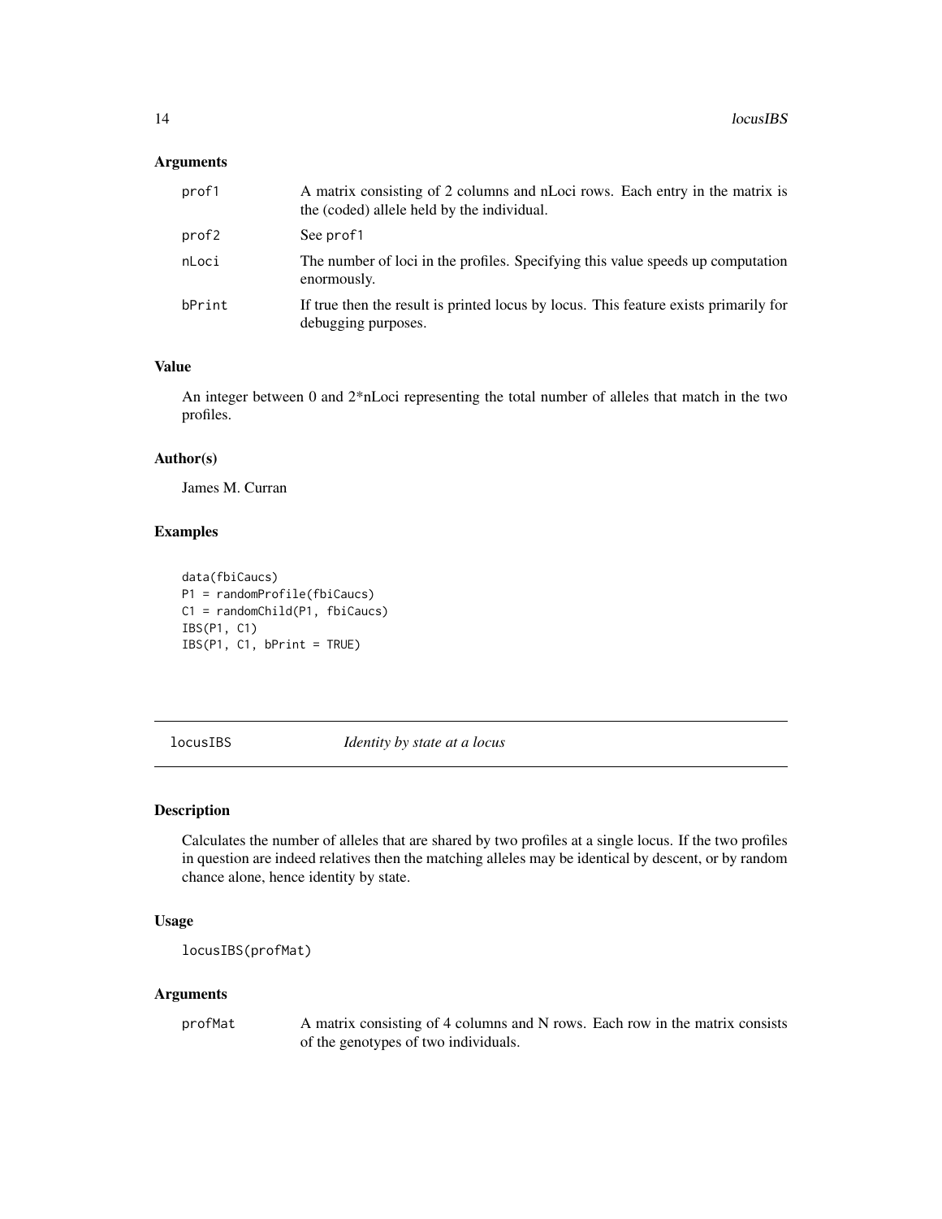### Arguments

| | |
|---|---|
| prof1 | A matrix consisting of 2 columns and nLoci rows. Each entry in the matrix is the (coded) allele held by the individual. |
| prof2 | See prof1 |
| nLoci | The number of loci in the profiles. Specifying this value speeds up computation enormously. |
| bPrint | If true then the result is printed locus by locus. This feature exists primarily for debugging purposes. |

### Value

An integer between 0 and 2*nLoci representing the total number of alleles that match in the two profiles.

### Author(s)

James M. Curran

### Examples

```
data(fbiCaucs)
P1 = randomProfile(fbiCaucs)
C1 = randomChild(P1, fbiCaucs)
IBS(P1, C1)
IBS(P1, C1, bPrint = TRUE)
```

---

## locusIBS — *Identity by state at a locus*

---

### Description

Calculates the number of alleles that are shared by two profiles at a single locus. If the two profiles in question are indeed relatives then the matching alleles may be identical by descent, or by random chance alone, hence identity by state.

### Usage

```
locusIBS(profMat)
```

### Arguments

| | |
|---|---|
| profMat | A matrix consisting of 4 columns and N rows. Each row in the matrix consists of the genotypes of two individuals. |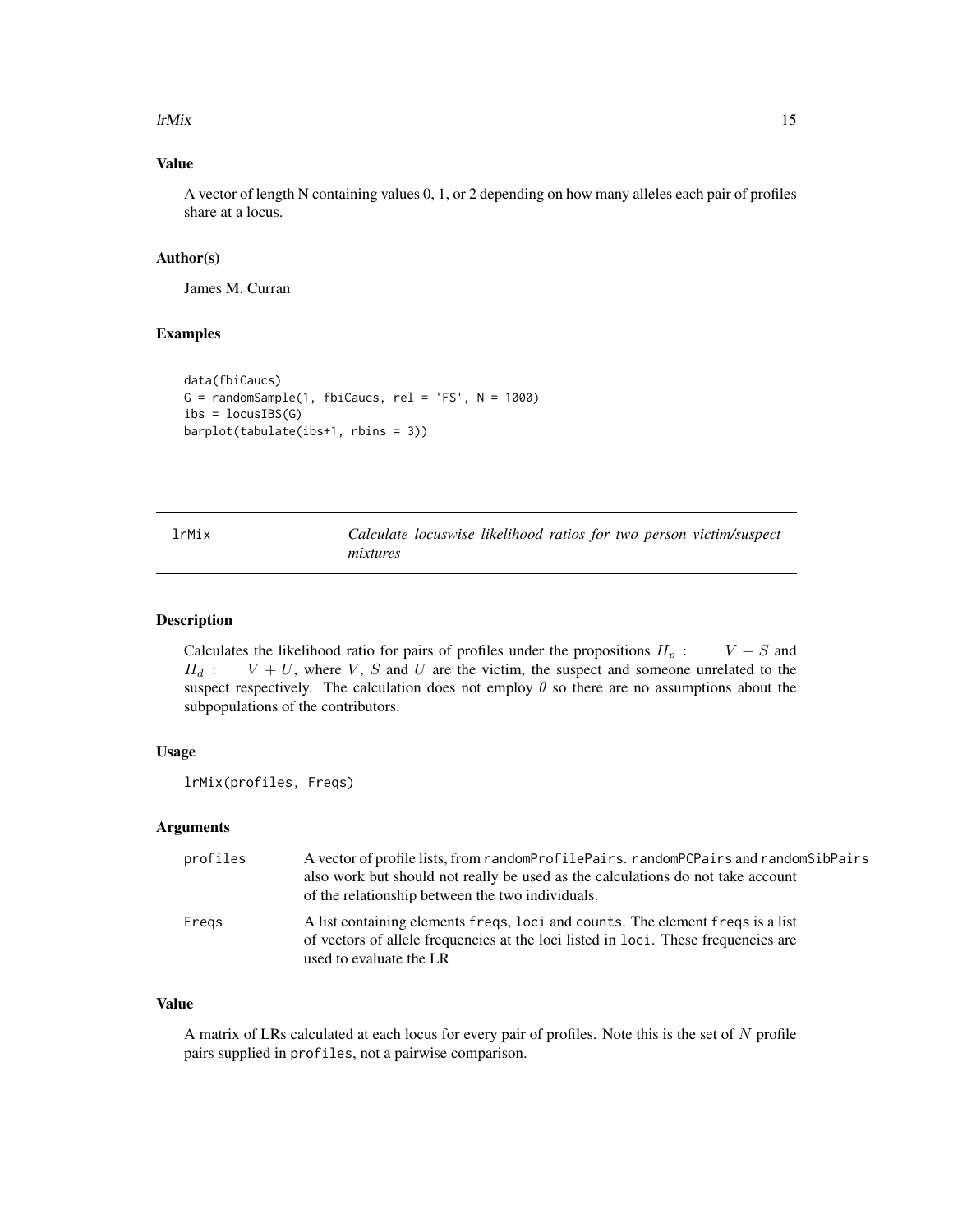## Value

A vector of length N containing values 0, 1, or 2 depending on how many alleles each pair of profiles share at a locus.

## Author(s)

James M. Curran

## Examples

```
data(fbiCaucs)
G = randomSample(1, fbiCaucs, rel = 'FS', N = 1000)
ibs = locusIBS(G)
barplot(tabulate(ibs+1, nbins = 3))
```

---

# lrMix    *Calculate locuswise likelihood ratios for two person victim/suspect mixtures*

---

## Description

Calculates the likelihood ratio for pairs of profiles under the propositions $H_p: \quad V + S$ and $H_d: \quad V + U$, where $V$, $S$ and $U$ are the victim, the suspect and someone unrelated to the suspect respectively. The calculation does not employ $\theta$ so there are no assumptions about the subpopulations of the contributors.

## Usage

```
lrMix(profiles, Freqs)
```

## Arguments

| | |
|---|---|
| profiles | A vector of profile lists, from randomProfilePairs. randomPCPairs and randomSibPairs also work but should not really be used as the calculations do not take account of the relationship between the two individuals. |
| Freqs | A list containing elements freqs, loci and counts. The element freqs is a list of vectors of allele frequencies at the loci listed in loci. These frequencies are used to evaluate the LR |

## Value

A matrix of LRs calculated at each locus for every pair of profiles. Note this is the set of $N$ profile pairs supplied in profiles, not a pairwise comparison.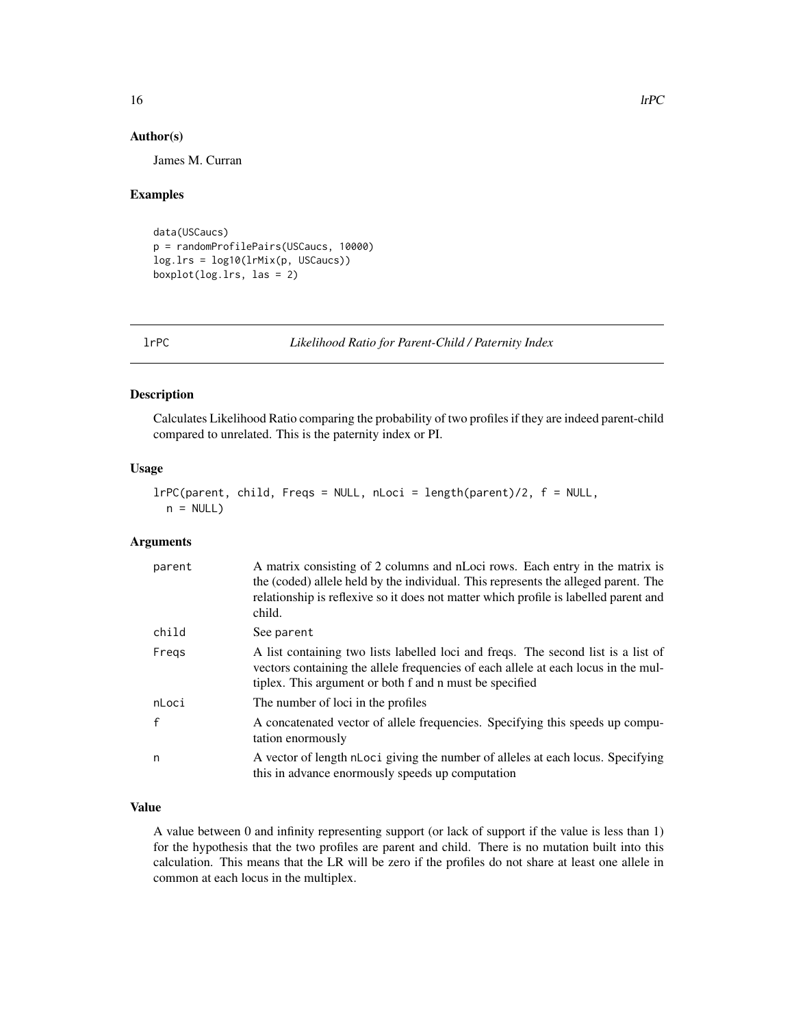### Author(s)

James M. Curran

### Examples

```
data(USCaucs)
p = randomProfilePairs(USCaucs, 10000)
log.lrs = log10(lrMix(p, USCaucs))
boxplot(log.lrs, las = 2)
```

---

## lrPC *Likelihood Ratio for Parent-Child / Paternity Index*

### Description

Calculates Likelihood Ratio comparing the probability of two profiles if they are indeed parent-child compared to unrelated. This is the paternity index or PI.

### Usage

```
lrPC(parent, child, Freqs = NULL, nLoci = length(parent)/2, f = NULL,
  n = NULL)
```

### Arguments

| | |
|---|---|
| parent | A matrix consisting of 2 columns and nLoci rows. Each entry in the matrix is the (coded) allele held by the individual. This represents the alleged parent. The relationship is reflexive so it does not matter which profile is labelled parent and child. |
| child | See parent |
| Freqs | A list containing two lists labelled loci and freqs. The second list is a list of vectors containing the allele frequencies of each allele at each locus in the multiplex. This argument or both f and n must be specified |
| nLoci | The number of loci in the profiles |
| f | A concatenated vector of allele frequencies. Specifying this speeds up computation enormously |
| n | A vector of length nLoci giving the number of alleles at each locus. Specifying this in advance enormously speeds up computation |

### Value

A value between 0 and infinity representing support (or lack of support if the value is less than 1) for the hypothesis that the two profiles are parent and child. There is no mutation built into this calculation. This means that the LR will be zero if the profiles do not share at least one allele in common at each locus in the multiplex.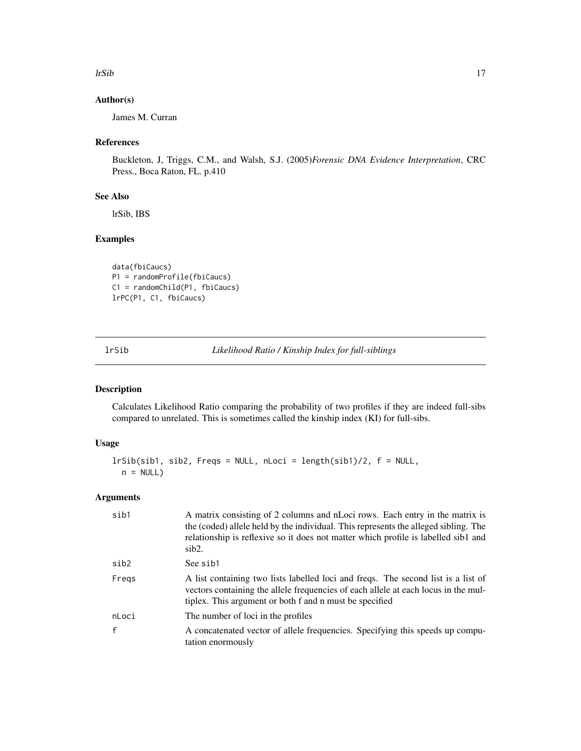## Author(s)

James M. Curran

## References

Buckleton, J, Triggs, C.M., and Walsh, S.J. (2005)*Forensic DNA Evidence Interpretation*, CRC Press., Boca Raton, FL. p.410

## See Also

lrSib, IBS

## Examples

```
data(fbiCaucs)
P1 = randomProfile(fbiCaucs)
C1 = randomChild(P1, fbiCaucs)
lrPC(P1, C1, fbiCaucs)
```

---

# lrSib — *Likelihood Ratio / Kinship Index for full-siblings*

## Description

Calculates Likelihood Ratio comparing the probability of two profiles if they are indeed full-sibs compared to unrelated. This is sometimes called the kinship index (KI) for full-sibs.

## Usage

```
lrSib(sib1, sib2, Freqs = NULL, nLoci = length(sib1)/2, f = NULL,
  n = NULL)
```

## Arguments

| | |
|---|---|
| `sib1` | A matrix consisting of 2 columns and nLoci rows. Each entry in the matrix is the (coded) allele held by the individual. This represents the alleged sibling. The relationship is reflexive so it does not matter which profile is labelled sib1 and sib2. |
| `sib2` | See `sib1` |
| `Freqs` | A list containing two lists labelled loci and freqs. The second list is a list of vectors containing the allele frequencies of each allele at each locus in the multiplex. This argument or both f and n must be specified |
| `nLoci` | The number of loci in the profiles |
| `f` | A concatenated vector of allele frequencies. Specifying this speeds up computation enormously |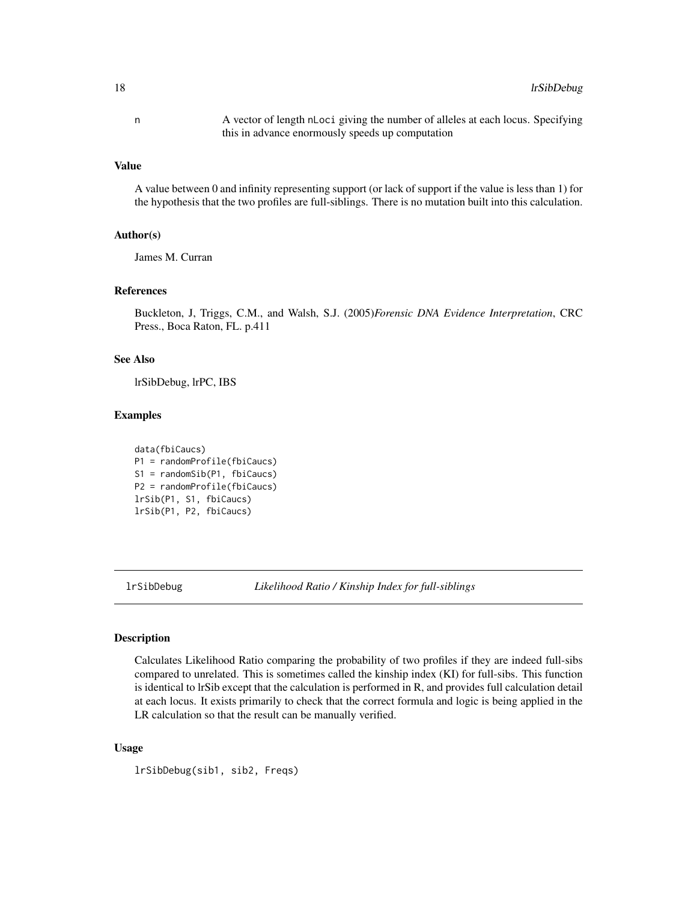n A vector of length nLoci giving the number of alleles at each locus. Specifying this in advance enormously speeds up computation

### Value

A value between 0 and infinity representing support (or lack of support if the value is less than 1) for the hypothesis that the two profiles are full-siblings. There is no mutation built into this calculation.

### Author(s)

James M. Curran

### References

Buckleton, J, Triggs, C.M., and Walsh, S.J. (2005)*Forensic DNA Evidence Interpretation*, CRC Press., Boca Raton, FL. p.411

### See Also

lrSibDebug, lrPC, IBS

### Examples

```
data(fbiCaucs)
P1 = randomProfile(fbiCaucs)
S1 = randomSib(P1, fbiCaucs)
P2 = randomProfile(fbiCaucs)
lrSib(P1, S1, fbiCaucs)
lrSib(P1, P2, fbiCaucs)
```

---

## lrSibDebug *Likelihood Ratio / Kinship Index for full-siblings*

### Description

Calculates Likelihood Ratio comparing the probability of two profiles if they are indeed full-sibs compared to unrelated. This is sometimes called the kinship index (KI) for full-sibs. This function is identical to lrSib except that the calculation is performed in R, and provides full calculation detail at each locus. It exists primarily to check that the correct formula and logic is being applied in the LR calculation so that the result can be manually verified.

### Usage

```
lrSibDebug(sib1, sib2, Freqs)
```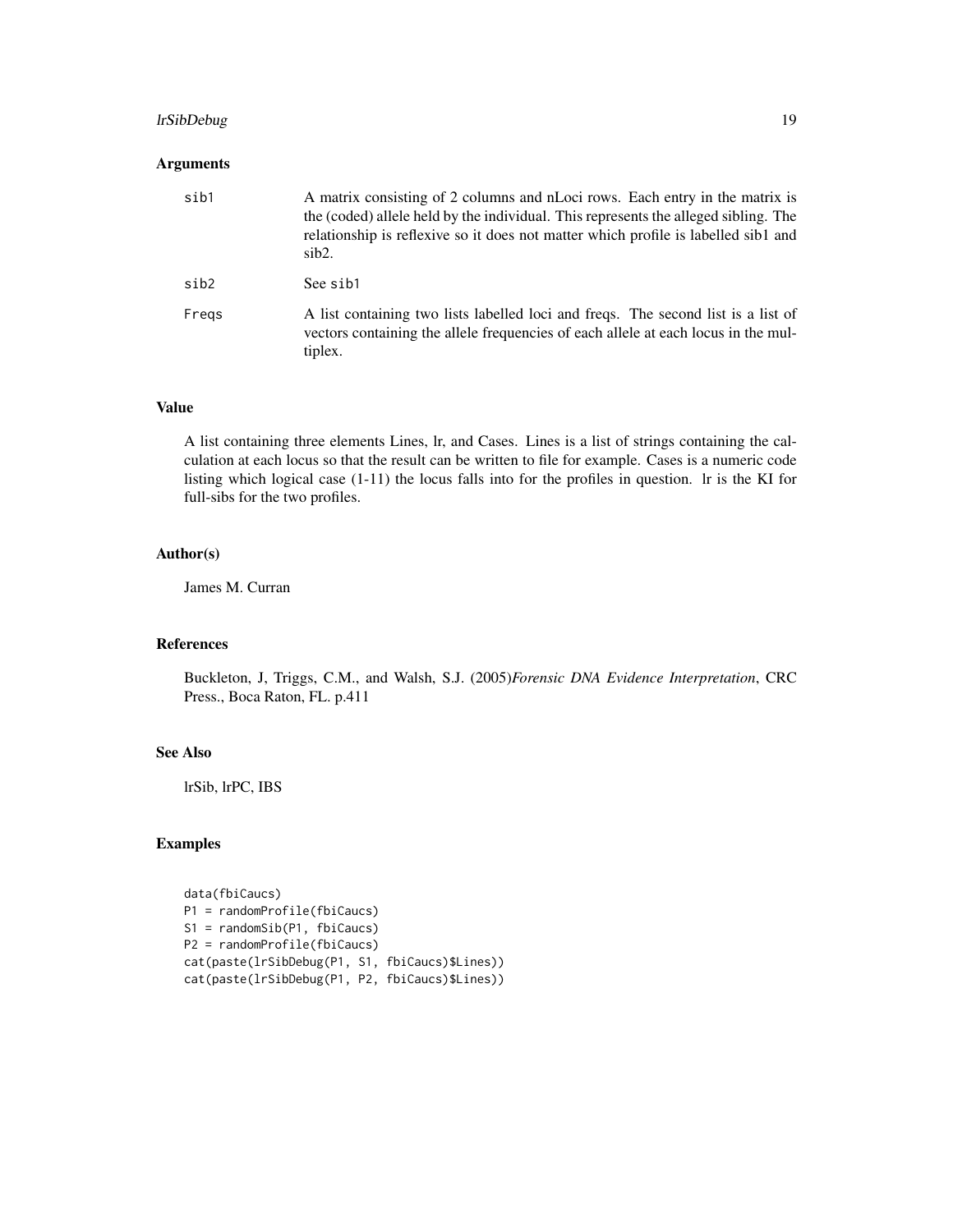## Arguments

| | |
|---|---|
| sib1 | A matrix consisting of 2 columns and nLoci rows. Each entry in the matrix is the (coded) allele held by the individual. This represents the alleged sibling. The relationship is reflexive so it does not matter which profile is labelled sib1 and sib2. |
| sib2 | See sib1 |
| Freqs | A list containing two lists labelled loci and freqs. The second list is a list of vectors containing the allele frequencies of each allele at each locus in the multiplex. |

## Value

A list containing three elements Lines, lr, and Cases. Lines is a list of strings containing the calculation at each locus so that the result can be written to file for example. Cases is a numeric code listing which logical case (1-11) the locus falls into for the profiles in question. lr is the KI for full-sibs for the two profiles.

## Author(s)

James M. Curran

## References

Buckleton, J, Triggs, C.M., and Walsh, S.J. (2005)*Forensic DNA Evidence Interpretation*, CRC Press., Boca Raton, FL. p.411

## See Also

lrSib, lrPC, IBS

## Examples

```
data(fbiCaucs)
P1 = randomProfile(fbiCaucs)
S1 = randomSib(P1, fbiCaucs)
P2 = randomProfile(fbiCaucs)
cat(paste(lrSibDebug(P1, S1, fbiCaucs)$Lines))
cat(paste(lrSibDebug(P1, P2, fbiCaucs)$Lines))
```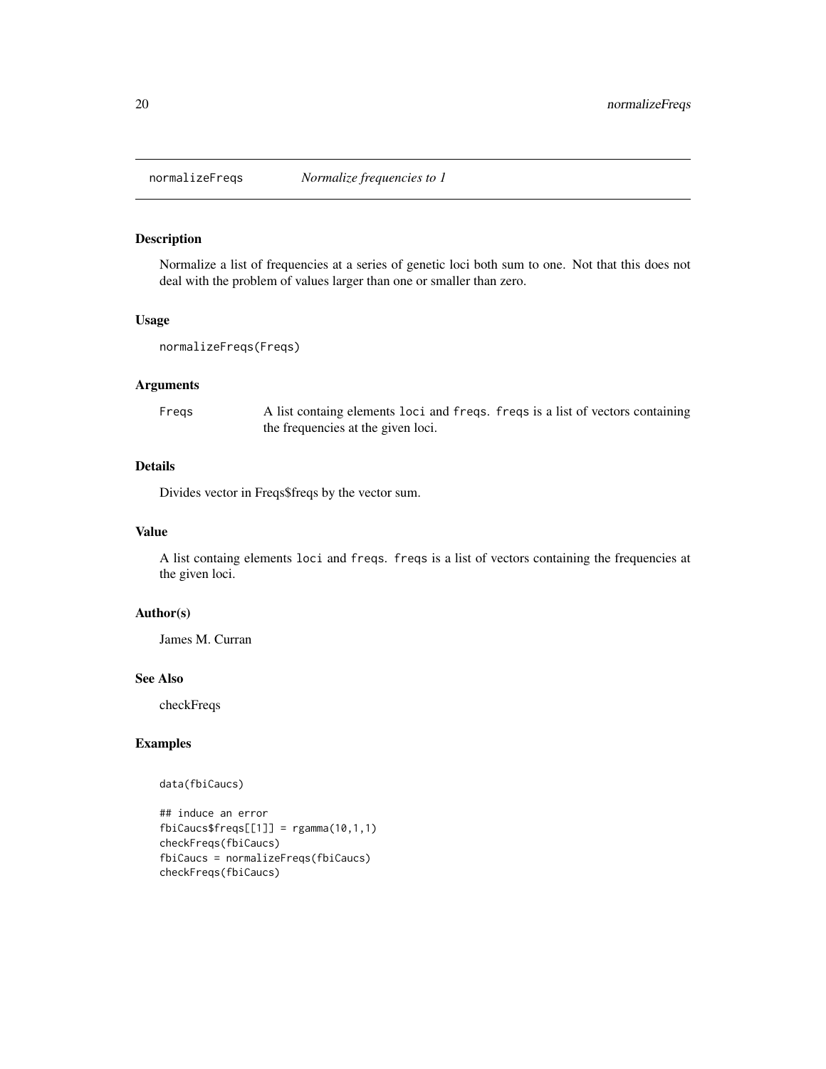# normalizeFreqs *Normalize frequencies to 1*

## Description

Normalize a list of frequencies at a series of genetic loci both sum to one. Not that this does not deal with the problem of values larger than one or smaller than zero.

## Usage

```
normalizeFreqs(Freqs)
```

## Arguments

| | |
|---|---|
| `Freqs` | A list containg elements `loci` and `freqs`. `freqs` is a list of vectors containing the frequencies at the given loci. |

## Details

Divides vector in Freqs$freqs by the vector sum.

## Value

A list containg elements `loci` and `freqs`. `freqs` is a list of vectors containing the frequencies at the given loci.

## Author(s)

James M. Curran

## See Also

checkFreqs

## Examples

```
data(fbiCaucs)

## induce an error
fbiCaucs$freqs[[1]] = rgamma(10,1,1)
checkFreqs(fbiCaucs)
fbiCaucs = normalizeFreqs(fbiCaucs)
checkFreqs(fbiCaucs)
```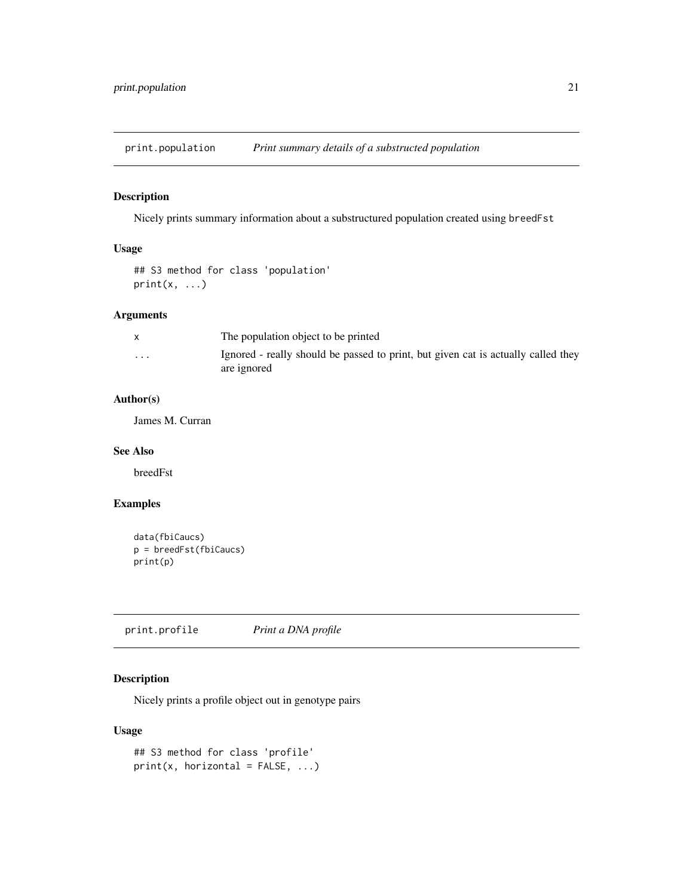## print.population    *Print summary details of a substructed population*

### Description

Nicely prints summary information about a substructured population created using `breedFst`

### Usage

```
## S3 method for class 'population'
print(x, ...)
```

### Arguments

| | |
|---|---|
| `x` | The population object to be printed |
| `...` | Ignored - really should be passed to print, but given cat is actually called they are ignored |

### Author(s)

James M. Curran

### See Also

breedFst

### Examples

```
data(fbiCaucs)
p = breedFst(fbiCaucs)
print(p)
```

## print.profile    *Print a DNA profile*

### Description

Nicely prints a profile object out in genotype pairs

### Usage

```
## S3 method for class 'profile'
print(x, horizontal = FALSE, ...)
```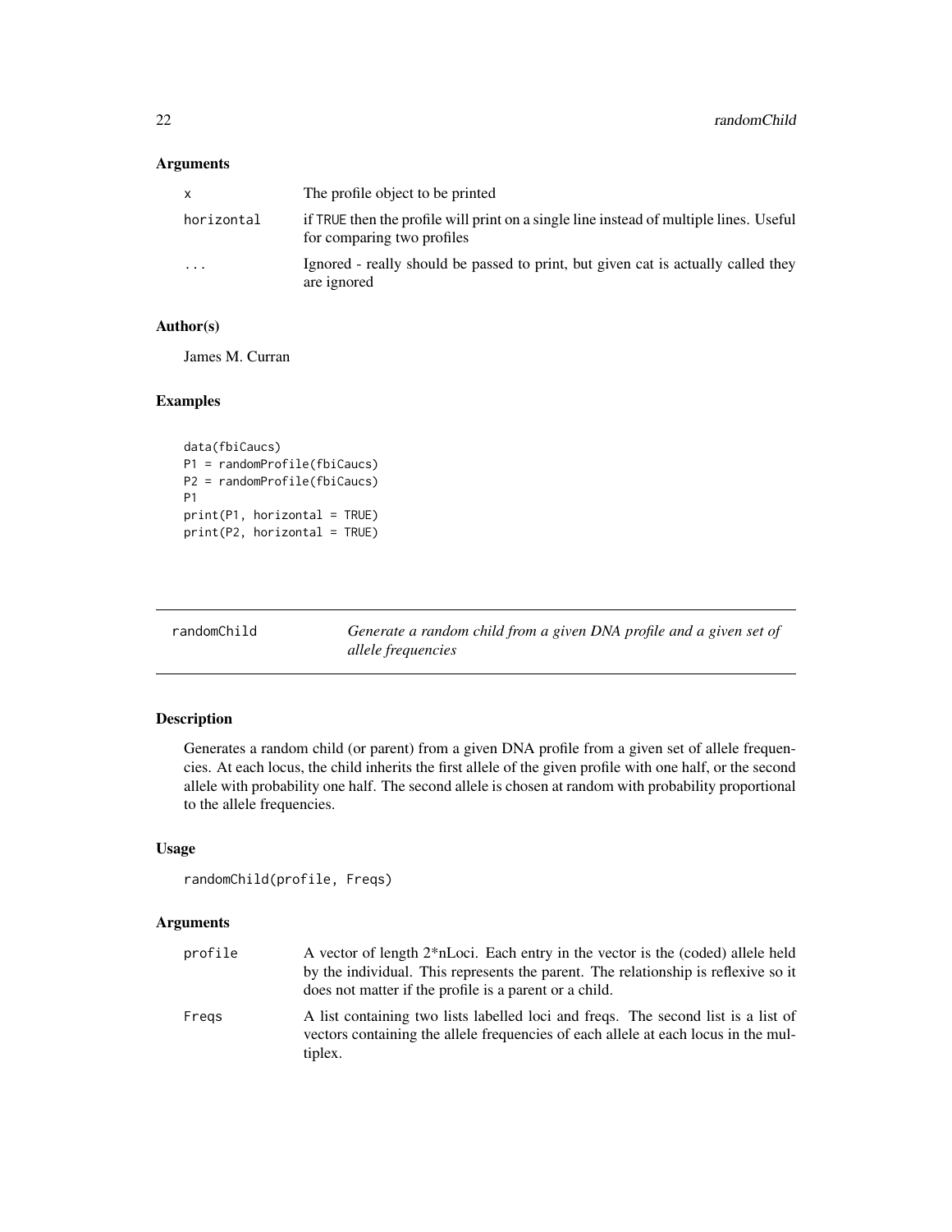## Arguments

| | |
|---|---|
| x | The profile object to be printed |
| horizontal | if TRUE then the profile will print on a single line instead of multiple lines. Useful for comparing two profiles |
| ... | Ignored - really should be passed to print, but given cat is actually called they are ignored |

## Author(s)

James M. Curran

## Examples

```
data(fbiCaucs)
P1 = randomProfile(fbiCaucs)
P2 = randomProfile(fbiCaucs)
P1
print(P1, horizontal = TRUE)
print(P2, horizontal = TRUE)
```

---

# randomChild — *Generate a random child from a given DNA profile and a given set of allele frequencies*

## Description

Generates a random child (or parent) from a given DNA profile from a given set of allele frequencies. At each locus, the child inherits the first allele of the given profile with one half, or the second allele with probability one half. The second allele is chosen at random with probability proportional to the allele frequencies.

## Usage

```
randomChild(profile, Freqs)
```

## Arguments

| | |
|---|---|
| profile | A vector of length 2*nLoci. Each entry in the vector is the (coded) allele held by the individual. This represents the parent. The relationship is reflexive so it does not matter if the profile is a parent or a child. |
| Freqs | A list containing two lists labelled loci and freqs. The second list is a list of vectors containing the allele frequencies of each allele at each locus in the multiplex. |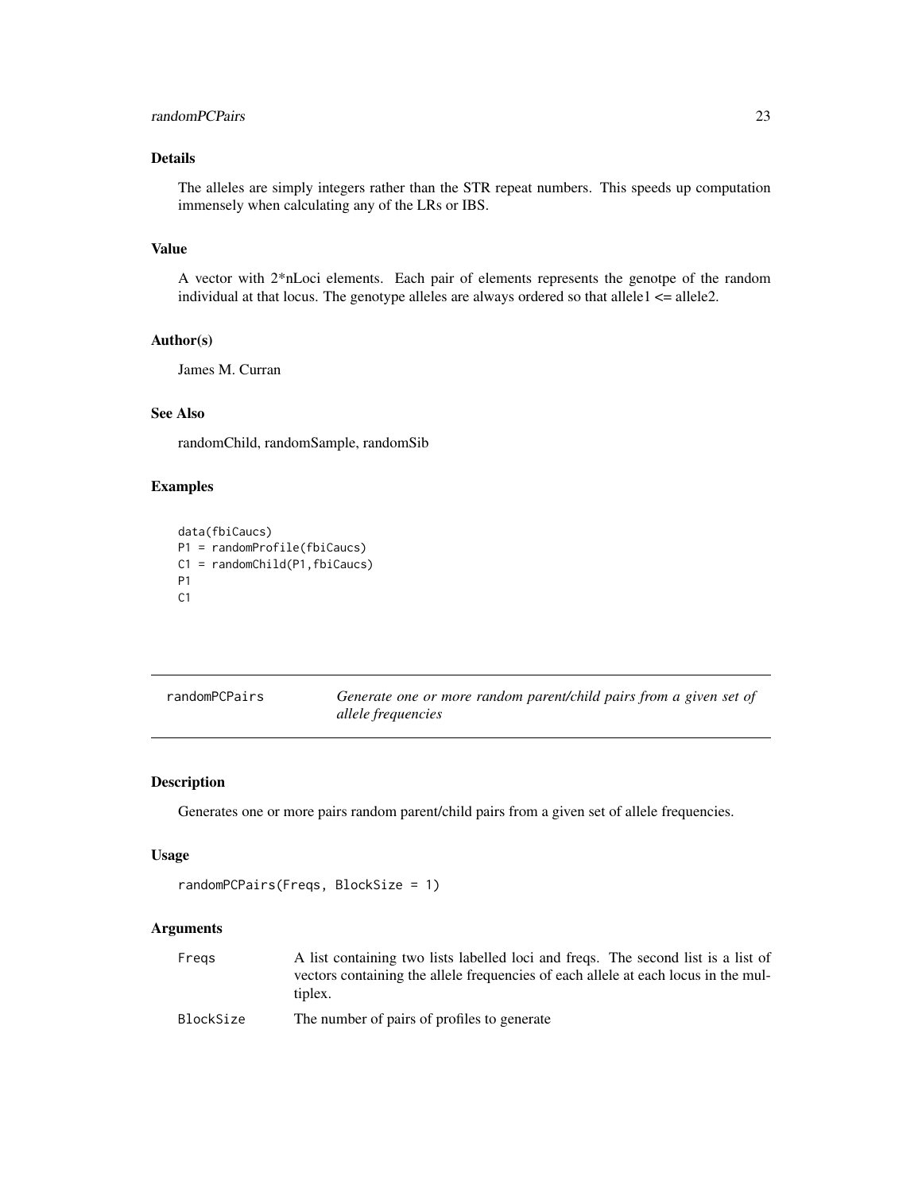### Details

The alleles are simply integers rather than the STR repeat numbers. This speeds up computation immensely when calculating any of the LRs or IBS.

### Value

A vector with 2*nLoci elements. Each pair of elements represents the genotpe of the random individual at that locus. The genotype alleles are always ordered so that allele1 <= allele2.

### Author(s)

James M. Curran

### See Also

randomChild, randomSample, randomSib

### Examples

```
data(fbiCaucs)
P1 = randomProfile(fbiCaucs)
C1 = randomChild(P1,fbiCaucs)
P1
C1
```

---

## randomPCPairs — *Generate one or more random parent/child pairs from a given set of allele frequencies*

---

### Description

Generates one or more pairs random parent/child pairs from a given set of allele frequencies.

### Usage

```
randomPCPairs(Freqs, BlockSize = 1)
```

### Arguments

| | |
|---|---|
| Freqs | A list containing two lists labelled loci and freqs. The second list is a list of vectors containing the allele frequencies of each allele at each locus in the multiplex. |
| BlockSize | The number of pairs of profiles to generate |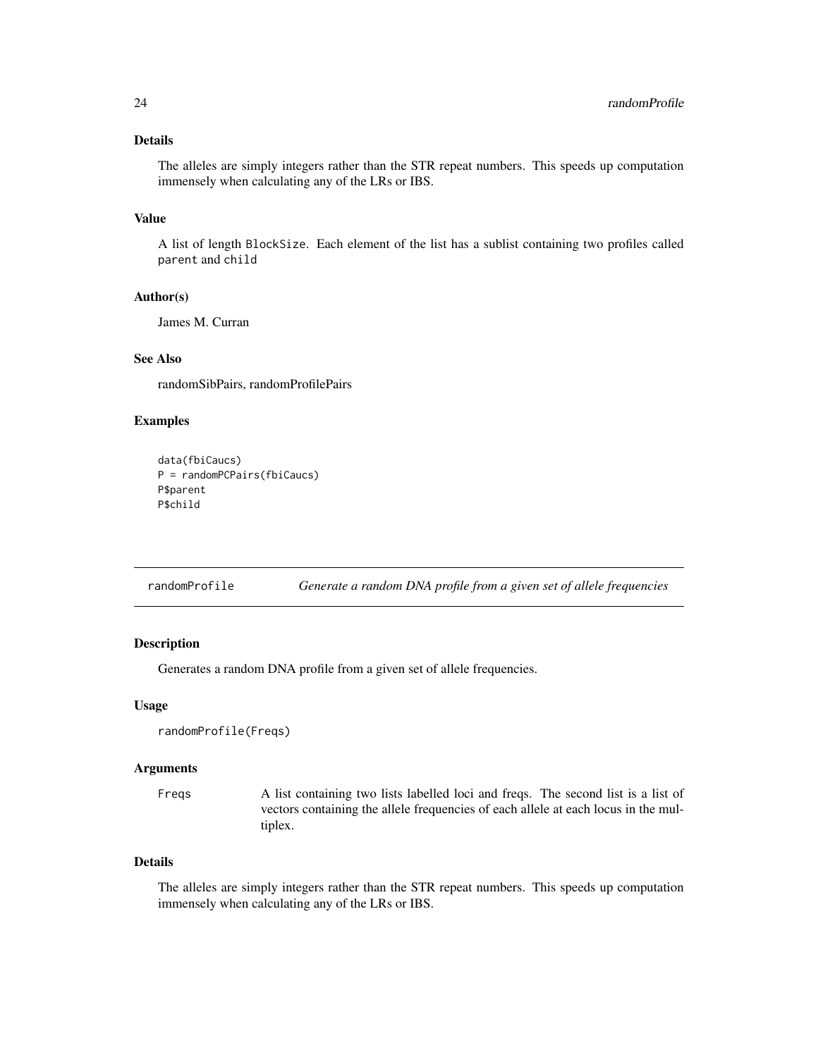### Details

The alleles are simply integers rather than the STR repeat numbers. This speeds up computation immensely when calculating any of the LRs or IBS.

### Value

A list of length `BlockSize`. Each element of the list has a sublist containing two profiles called `parent` and `child`

### Author(s)

James M. Curran

### See Also

randomSibPairs, randomProfilePairs

### Examples

```
data(fbiCaucs)
P = randomPCPairs(fbiCaucs)
P$parent
P$child
```

---

## randomProfile &nbsp;&nbsp;&nbsp; *Generate a random DNA profile from a given set of allele frequencies*

---

### Description

Generates a random DNA profile from a given set of allele frequencies.

### Usage

```
randomProfile(Freqs)
```

### Arguments

| | |
|---|---|
| `Freqs` | A list containing two lists labelled loci and freqs. The second list is a list of vectors containing the allele frequencies of each allele at each locus in the multiplex. |

### Details

The alleles are simply integers rather than the STR repeat numbers. This speeds up computation immensely when calculating any of the LRs or IBS.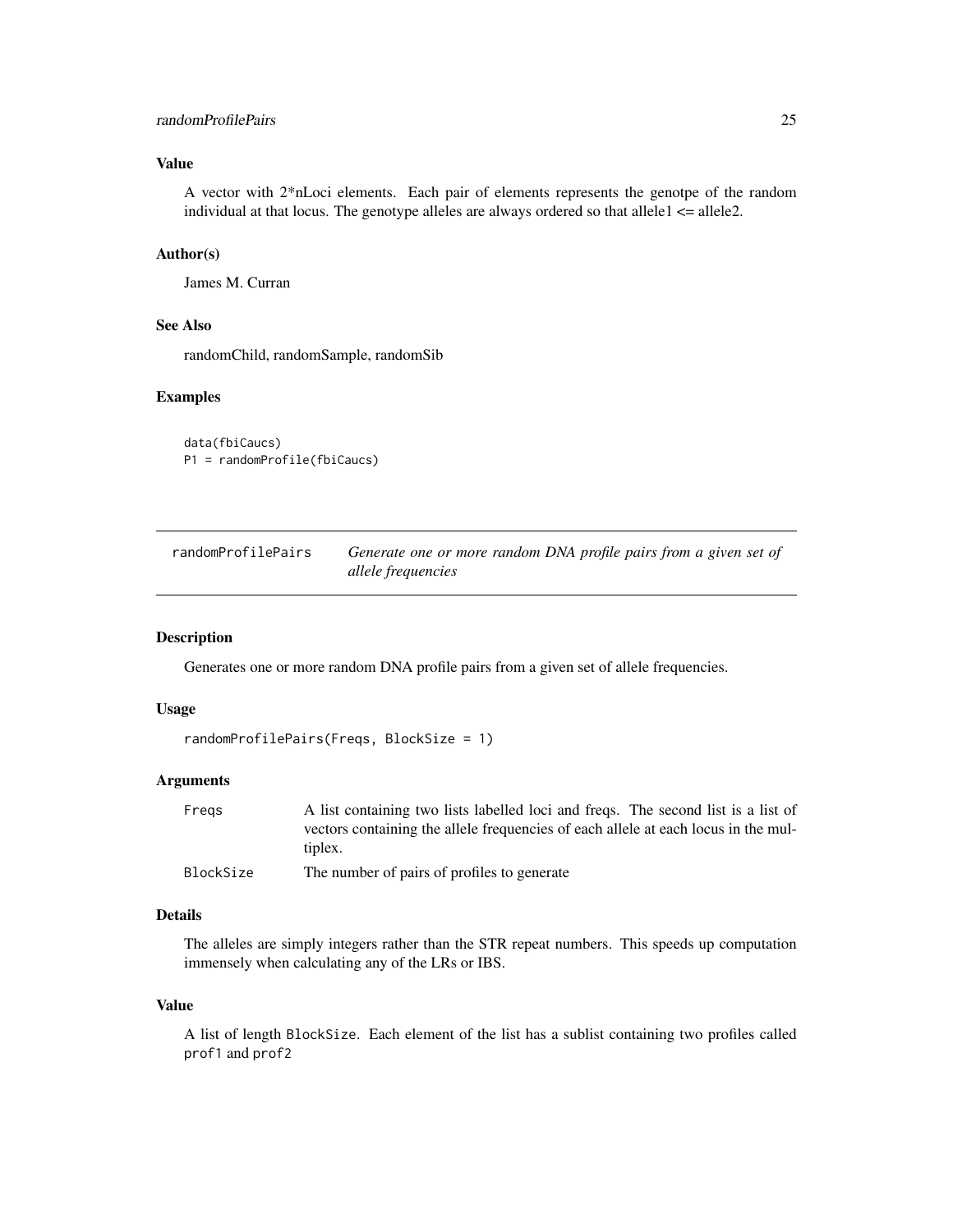### Value

A vector with 2*nLoci elements. Each pair of elements represents the genotpe of the random individual at that locus. The genotype alleles are always ordered so that allele1 <= allele2.

### Author(s)

James M. Curran

### See Also

randomChild, randomSample, randomSib

### Examples

```
data(fbiCaucs)
P1 = randomProfile(fbiCaucs)
```

---

## randomProfilePairs — *Generate one or more random DNA profile pairs from a given set of allele frequencies*

---

### Description

Generates one or more random DNA profile pairs from a given set of allele frequencies.

### Usage

```
randomProfilePairs(Freqs, BlockSize = 1)
```

### Arguments

| | |
|---|---|
| `Freqs` | A list containing two lists labelled loci and freqs. The second list is a list of vectors containing the allele frequencies of each allele at each locus in the multiplex. |
| `BlockSize` | The number of pairs of profiles to generate |

### Details

The alleles are simply integers rather than the STR repeat numbers. This speeds up computation immensely when calculating any of the LRs or IBS.

### Value

A list of length `BlockSize`. Each element of the list has a sublist containing two profiles called `prof1` and `prof2`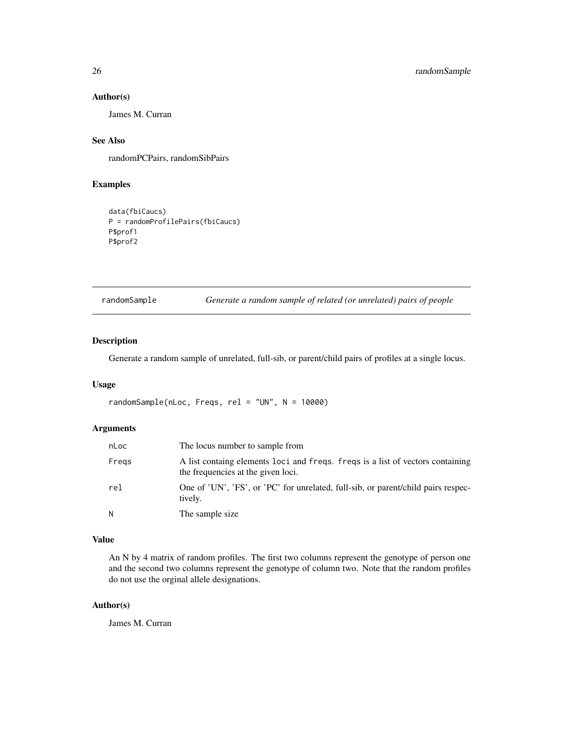## Author(s)

James M. Curran

## See Also

randomPCPairs, randomSibPairs

## Examples

```
data(fbiCaucs)
P = randomProfilePairs(fbiCaucs)
P$prof1
P$prof2
```

---

# randomSample — *Generate a random sample of related (or unrelated) pairs of people*

---

## Description

Generate a random sample of unrelated, full-sib, or parent/child pairs of profiles at a single locus.

## Usage

```
randomSample(nLoc, Freqs, rel = "UN", N = 10000)
```

## Arguments

| | |
|---|---|
| nLoc | The locus number to sample from |
| Freqs | A list containg elements `loci` and `freqs`. `freqs` is a list of vectors containing the frequencies at the given loci. |
| rel | One of 'UN', 'FS', or 'PC' for unrelated, full-sib, or parent/child pairs respectively. |
| N | The sample size |

## Value

An N by 4 matrix of random profiles. The first two columns represent the genotype of person one and the second two columns represent the genotype of column two. Note that the random profiles do not use the orginal allele designations.

## Author(s)

James M. Curran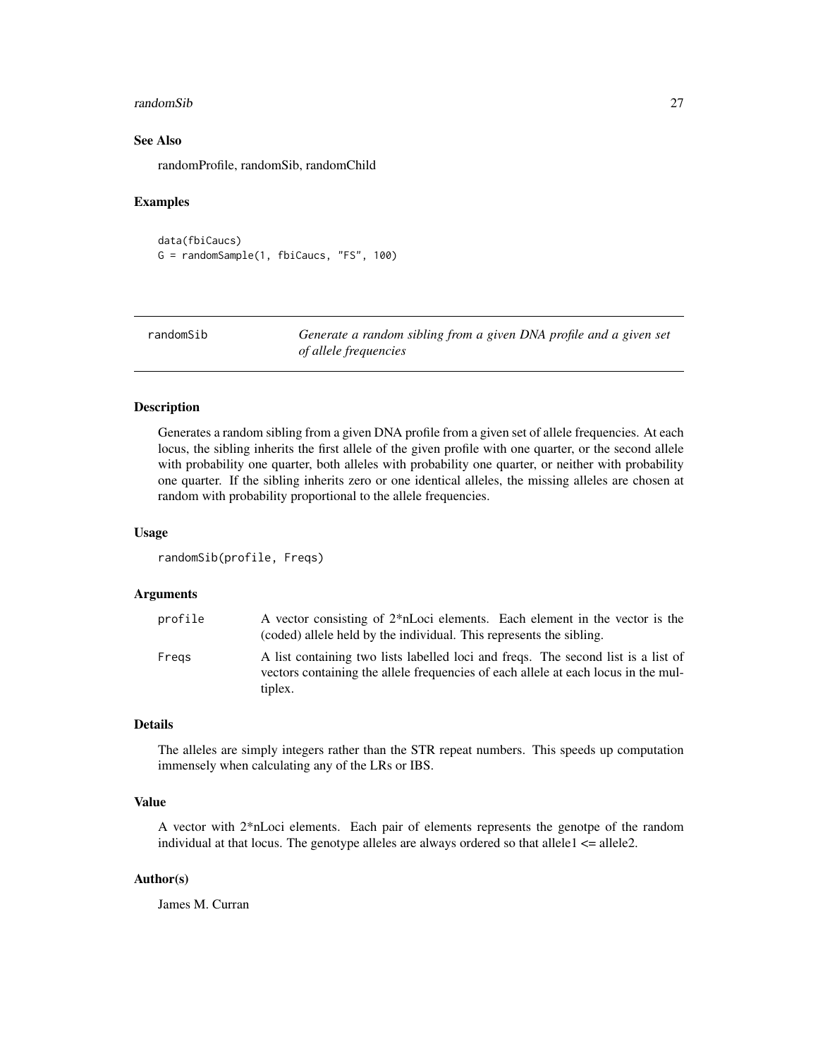### See Also

randomProfile, randomSib, randomChild

### Examples

```
data(fbiCaucs)
G = randomSample(1, fbiCaucs, "FS", 100)
```

---

## randomSib — *Generate a random sibling from a given DNA profile and a given set of allele frequencies*

### Description

Generates a random sibling from a given DNA profile from a given set of allele frequencies. At each locus, the sibling inherits the first allele of the given profile with one quarter, or the second allele with probability one quarter, both alleles with probability one quarter, or neither with probability one quarter. If the sibling inherits zero or one identical alleles, the missing alleles are chosen at random with probability proportional to the allele frequencies.

### Usage

```
randomSib(profile, Freqs)
```

### Arguments

| | |
|---|---|
| `profile` | A vector consisting of 2*nLoci elements. Each element in the vector is the (coded) allele held by the individual. This represents the sibling. |
| `Freqs` | A list containing two lists labelled loci and freqs. The second list is a list of vectors containing the allele frequencies of each allele at each locus in the multiplex. |

### Details

The alleles are simply integers rather than the STR repeat numbers. This speeds up computation immensely when calculating any of the LRs or IBS.

### Value

A vector with 2*nLoci elements. Each pair of elements represents the genotpe of the random individual at that locus. The genotype alleles are always ordered so that allele1 <= allele2.

### Author(s)

James M. Curran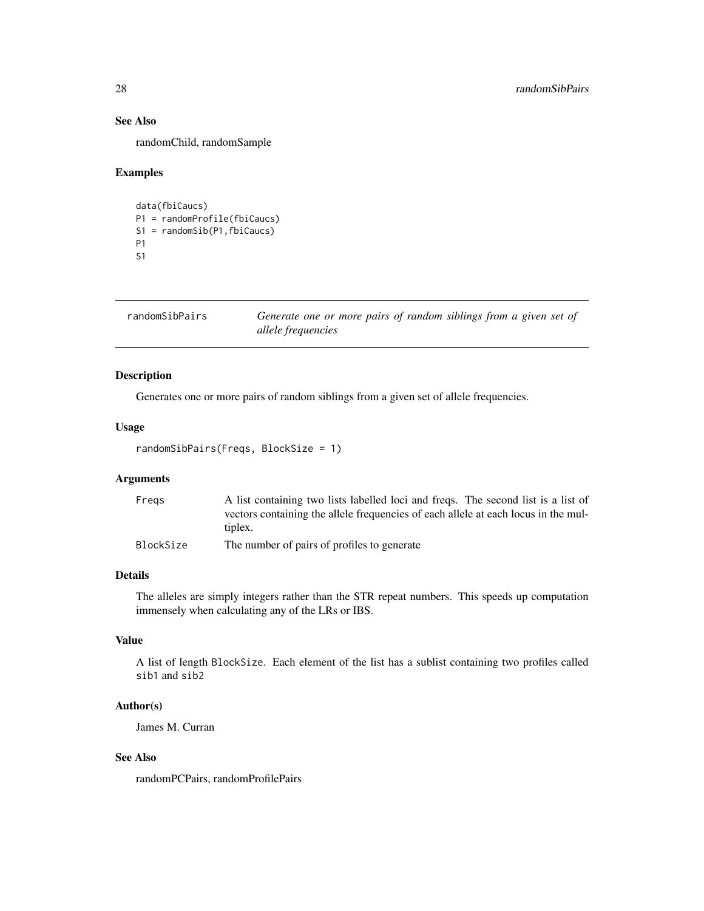## See Also

randomChild, randomSample

## Examples

```
data(fbiCaucs)
P1 = randomProfile(fbiCaucs)
S1 = randomSib(P1,fbiCaucs)
P1
S1
```

---

# randomSibPairs — *Generate one or more pairs of random siblings from a given set of allele frequencies*

---

## Description

Generates one or more pairs of random siblings from a given set of allele frequencies.

## Usage

```
randomSibPairs(Freqs, BlockSize = 1)
```

## Arguments

| | |
|---|---|
| Freqs | A list containing two lists labelled loci and freqs. The second list is a list of vectors containing the allele frequencies of each allele at each locus in the multiplex. |
| BlockSize | The number of pairs of profiles to generate |

## Details

The alleles are simply integers rather than the STR repeat numbers. This speeds up computation immensely when calculating any of the LRs or IBS.

## Value

A list of length BlockSize. Each element of the list has a sublist containing two profiles called sib1 and sib2

## Author(s)

James M. Curran

## See Also

randomPCPairs, randomProfilePairs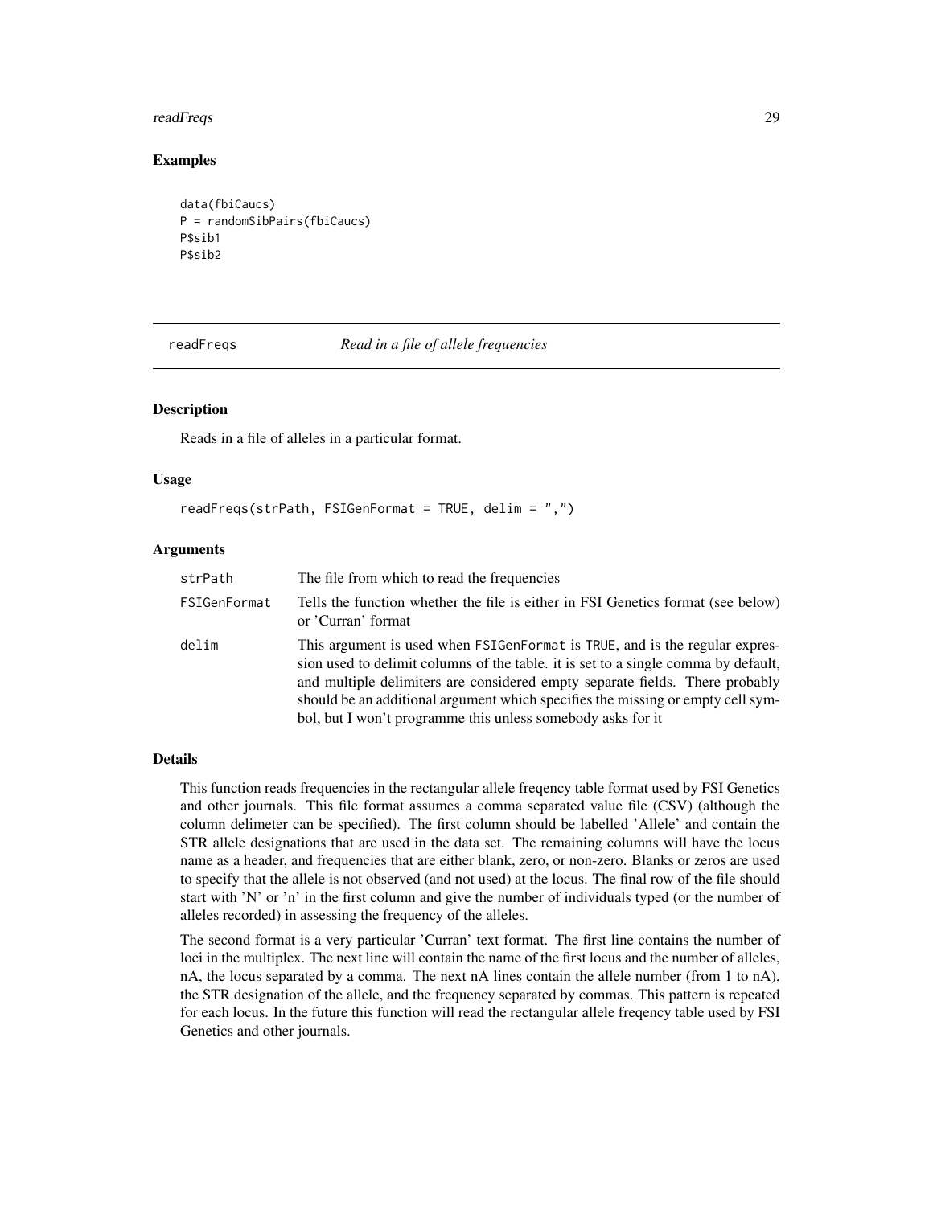## Examples

```
data(fbiCaucs)
P = randomSibPairs(fbiCaucs)
P$sib1
P$sib2
```

---

# readFreqs *Read in a file of allele frequencies*

---

### Description

Reads in a file of alleles in a particular format.

### Usage

```
readFreqs(strPath, FSIGenFormat = TRUE, delim = ",")
```

### Arguments

| | |
|---|---|
| strPath | The file from which to read the frequencies |
| FSIGenFormat | Tells the function whether the file is either in FSI Genetics format (see below) or 'Curran' format |
| delim | This argument is used when FSIGenFormat is TRUE, and is the regular expression used to delimit columns of the table. it is set to a single comma by default, and multiple delimiters are considered empty separate fields. There probably should be an additional argument which specifies the missing or empty cell symbol, but I won't programme this unless somebody asks for it |

### Details

This function reads frequencies in the rectangular allele freqency table format used by FSI Genetics and other journals. This file format assumes a comma separated value file (CSV) (although the column delimeter can be specified). The first column should be labelled 'Allele' and contain the STR allele designations that are used in the data set. The remaining columns will have the locus name as a header, and frequencies that are either blank, zero, or non-zero. Blanks or zeros are used to specify that the allele is not observed (and not used) at the locus. The final row of the file should start with 'N' or 'n' in the first column and give the number of individuals typed (or the number of alleles recorded) in assessing the frequency of the alleles.

The second format is a very particular 'Curran' text format. The first line contains the number of loci in the multiplex. The next line will contain the name of the first locus and the number of alleles, nA, the locus separated by a comma. The next nA lines contain the allele number (from 1 to nA), the STR designation of the allele, and the frequency separated by commas. This pattern is repeated for each locus. In the future this function will read the rectangular allele freqency table used by FSI Genetics and other journals.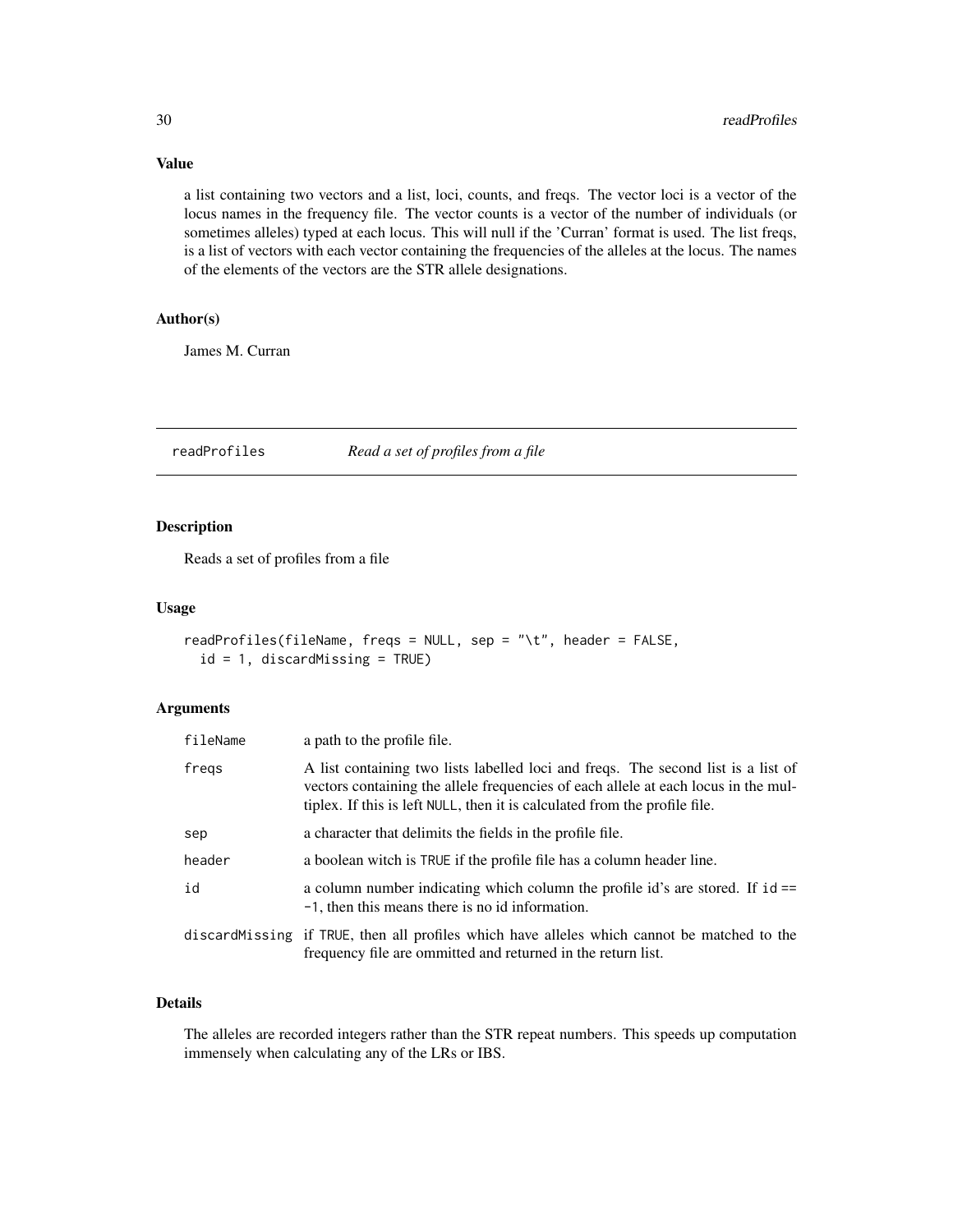### Value

a list containing two vectors and a list, loci, counts, and freqs. The vector loci is a vector of the locus names in the frequency file. The vector counts is a vector of the number of individuals (or sometimes alleles) typed at each locus. This will null if the 'Curran' format is used. The list freqs, is a list of vectors with each vector containing the frequencies of the alleles at the locus. The names of the elements of the vectors are the STR allele designations.

### Author(s)

James M. Curran

---

## readProfiles *Read a set of profiles from a file*

### Description

Reads a set of profiles from a file

### Usage

```
readProfiles(fileName, freqs = NULL, sep = "\t", header = FALSE,
  id = 1, discardMissing = TRUE)
```

### Arguments

| | |
|---|---|
| fileName | a path to the profile file. |
| freqs | A list containing two lists labelled loci and freqs. The second list is a list of vectors containing the allele frequencies of each allele at each locus in the multiplex. If this is left NULL, then it is calculated from the profile file. |
| sep | a character that delimits the fields in the profile file. |
| header | a boolean witch is TRUE if the profile file has a column header line. |
| id | a column number indicating which column the profile id's are stored. If id == -1, then this means there is no id information. |
| discardMissing | if TRUE, then all profiles which have alleles which cannot be matched to the frequency file are ommitted and returned in the return list. |

### Details

The alleles are recorded integers rather than the STR repeat numbers. This speeds up computation immensely when calculating any of the LRs or IBS.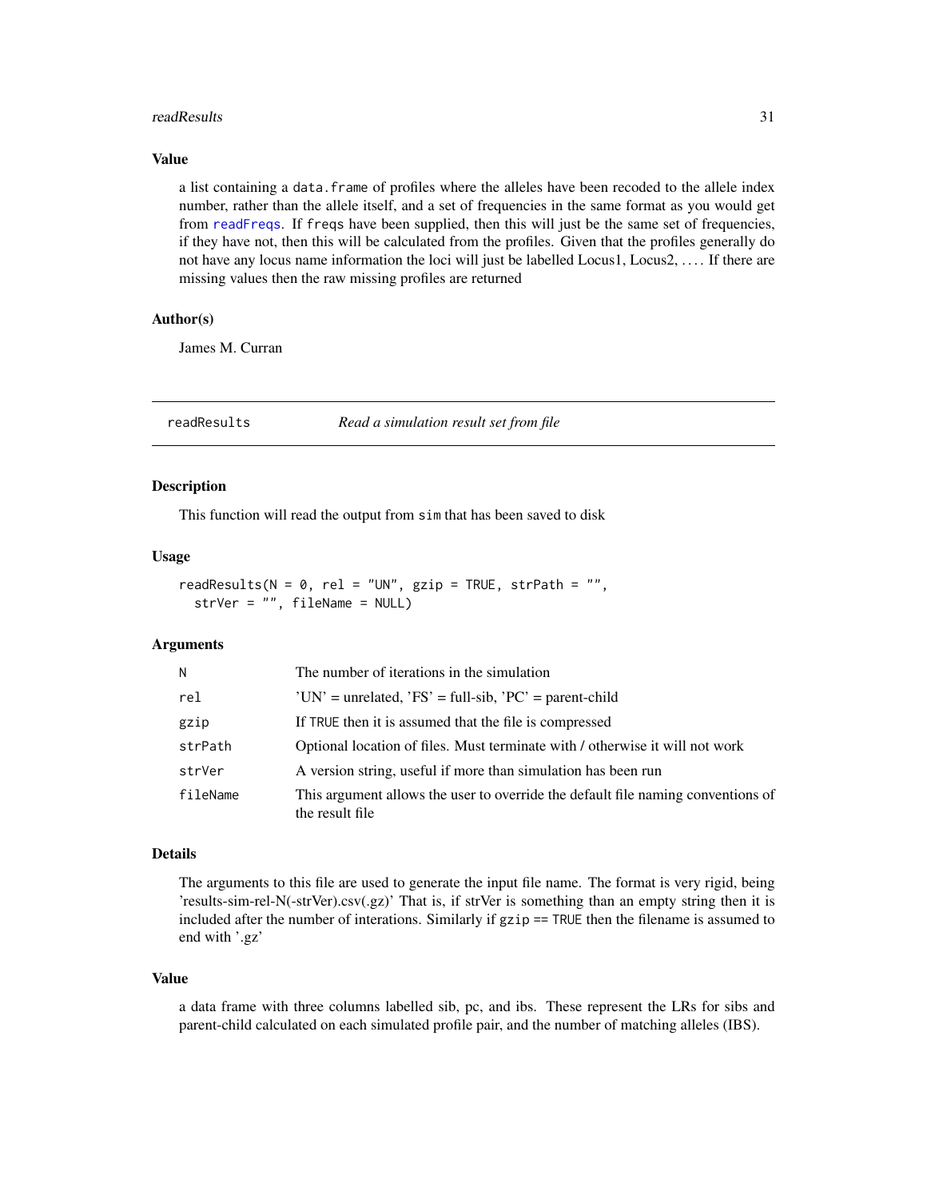### Value

a list containing a `data.frame` of profiles where the alleles have been recoded to the allele index number, rather than the allele itself, and a set of frequencies in the same format as you would get from `readFreqs`. If `freqs` have been supplied, then this will just be the same set of frequencies, if they have not, then this will be calculated from the profiles. Given that the profiles generally do not have any locus name information the loci will just be labelled Locus1, Locus2, . . . . If there are missing values then the raw missing profiles are returned

### Author(s)

James M. Curran

---

## readResults — *Read a simulation result set from file*

### Description

This function will read the output from `sim` that has been saved to disk

### Usage

```
readResults(N = 0, rel = "UN", gzip = TRUE, strPath = "",
  strVer = "", fileName = NULL)
```

### Arguments

| | |
|---|---|
| `N` | The number of iterations in the simulation |
| `rel` | 'UN' = unrelated, 'FS' = full-sib, 'PC' = parent-child |
| `gzip` | If `TRUE` then it is assumed that the file is compressed |
| `strPath` | Optional location of files. Must terminate with / otherwise it will not work |
| `strVer` | A version string, useful if more than simulation has been run |
| `fileName` | This argument allows the user to override the default file naming conventions of the result file |

### Details

The arguments to this file are used to generate the input file name. The format is very rigid, being 'results-sim-rel-N(-strVer).csv(.gz)' That is, if strVer is something than an empty string then it is included after the number of interations. Similarly if `gzip == TRUE` then the filename is assumed to end with '.gz'

### Value

a data frame with three columns labelled sib, pc, and ibs. These represent the LRs for sibs and parent-child calculated on each simulated profile pair, and the number of matching alleles (IBS).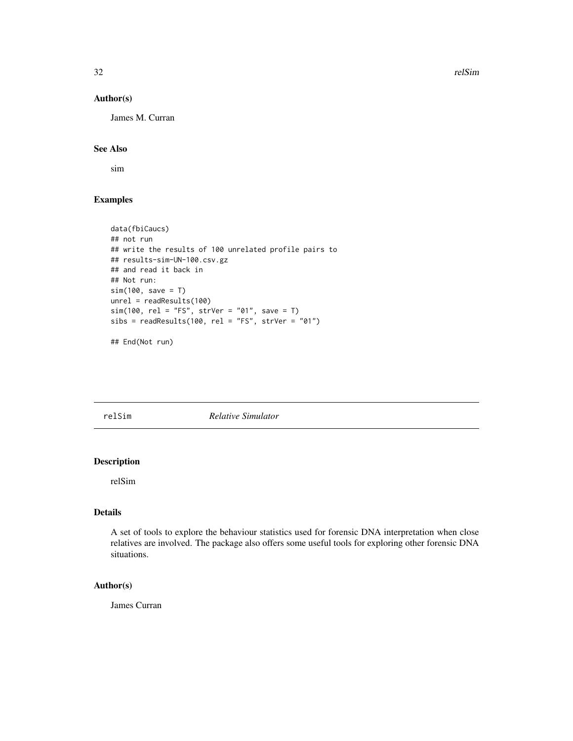## Author(s)

James M. Curran

## See Also

sim

## Examples

```
data(fbiCaucs)
## not run
## write the results of 100 unrelated profile pairs to
## results-sim-UN-100.csv.gz
## and read it back in
## Not run:
sim(100, save = T)
unrel = readResults(100)
sim(100, rel = "FS", strVer = "01", save = T)
sibs = readResults(100, rel = "FS", strVer = "01")

## End(Not run)
```

---

# relSim *Relative Simulator*

## Description

relSim

## Details

A set of tools to explore the behaviour statistics used for forensic DNA interpretation when close relatives are involved. The package also offers some useful tools for exploring other forensic DNA situations.

## Author(s)

James Curran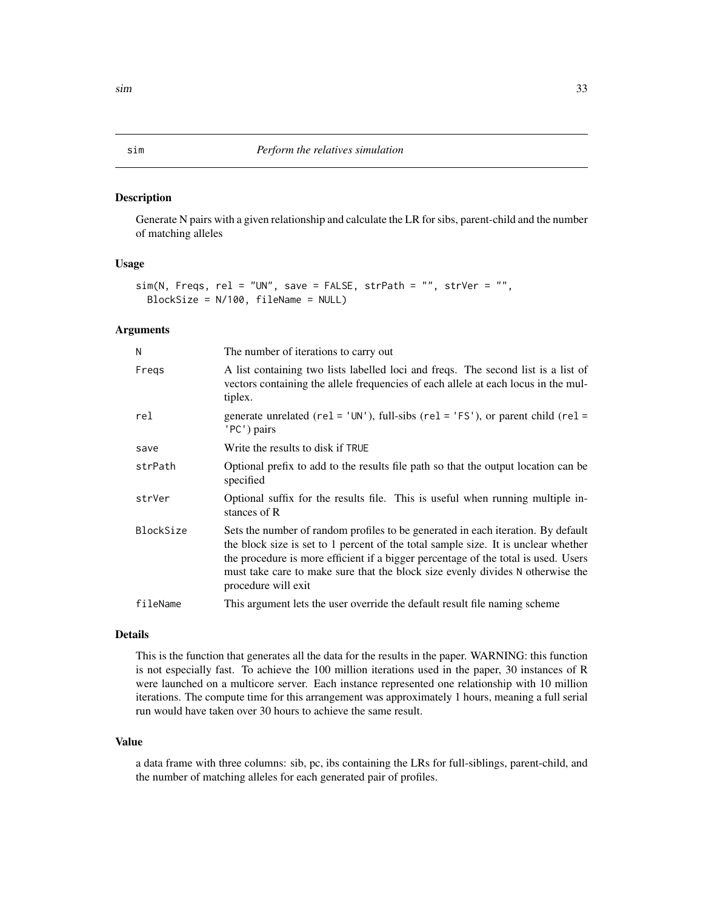# sim — *Perform the relatives simulation*

## Description

Generate N pairs with a given relationship and calculate the LR for sibs, parent-child and the number of matching alleles

## Usage

```
sim(N, Freqs, rel = "UN", save = FALSE, strPath = "", strVer = "",
  BlockSize = N/100, fileName = NULL)
```

## Arguments

| | |
|---|---|
| `N` | The number of iterations to carry out |
| `Freqs` | A list containing two lists labelled loci and freqs. The second list is a list of vectors containing the allele frequencies of each allele at each locus in the multiplex. |
| `rel` | generate unrelated (`rel = 'UN'`), full-sibs (`rel = 'FS'`), or parent child (`rel = 'PC'`) pairs |
| `save` | Write the results to disk if `TRUE` |
| `strPath` | Optional prefix to add to the results file path so that the output location can be specified |
| `strVer` | Optional suffix for the results file. This is useful when running multiple instances of R |
| `BlockSize` | Sets the number of random profiles to be generated in each iteration. By default the block size is set to 1 percent of the total sample size. It is unclear whether the procedure is more efficient if a bigger percentage of the total is used. Users must take care to make sure that the block size evenly divides `N` otherwise the procedure will exit |
| `fileName` | This argument lets the user override the default result file naming scheme |

## Details

This is the function that generates all the data for the results in the paper. WARNING: this function is not especially fast. To achieve the 100 million iterations used in the paper, 30 instances of R were launched on a multicore server. Each instance represented one relationship with 10 million iterations. The compute time for this arrangement was approximately 1 hours, meaning a full serial run would have taken over 30 hours to achieve the same result.

## Value

a data frame with three columns: sib, pc, ibs containing the LRs for full-siblings, parent-child, and the number of matching alleles for each generated pair of profiles.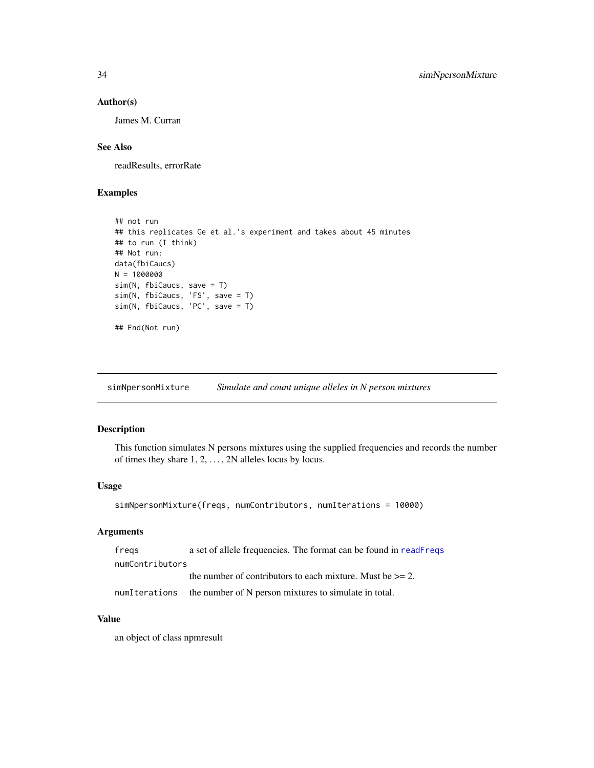## Author(s)

James M. Curran

## See Also

readResults, errorRate

## Examples

```
## not run
## this replicates Ge et al.'s experiment and takes about 45 minutes
## to run (I think)
## Not run:
data(fbiCaucs)
N = 1000000
sim(N, fbiCaucs, save = T)
sim(N, fbiCaucs, 'FS', save = T)
sim(N, fbiCaucs, 'PC', save = T)

## End(Not run)
```

---

# simNpersonMixture — *Simulate and count unique alleles in N person mixtures*

---

## Description

This function simulates N persons mixtures using the supplied frequencies and records the number of times they share 1, 2, . . . , 2N alleles locus by locus.

## Usage

```
simNpersonMixture(freqs, numContributors, numIterations = 10000)
```

## Arguments

| | |
|---|---|
| `freqs` | a set of allele frequencies. The format can be found in `readFreqs` |
| `numContributors` | the number of contributors to each mixture. Must be >= 2. |
| `numIterations` | the number of N person mixtures to simulate in total. |

## Value

an object of class npmresult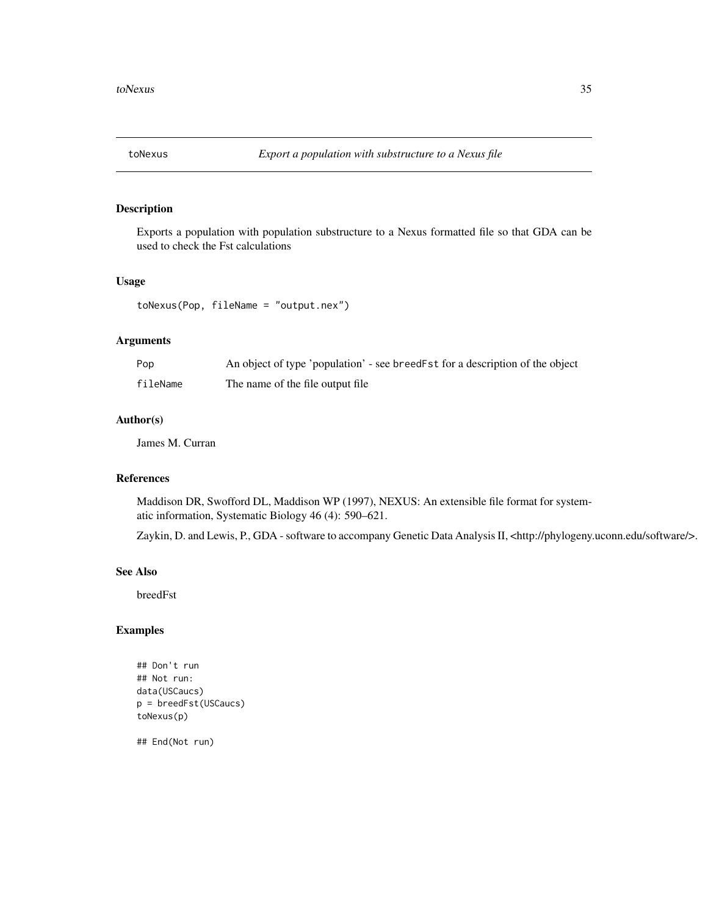## toNexus — *Export a population with substructure to a Nexus file*

### Description

Exports a population with population substructure to a Nexus formatted file so that GDA can be used to check the Fst calculations

### Usage

```
toNexus(Pop, fileName = "output.nex")
```

### Arguments

| | |
|---|---|
| `Pop` | An object of type 'population' - see `breedFst` for a description of the object |
| `fileName` | The name of the file output file |

### Author(s)

James M. Curran

### References

Maddison DR, Swofford DL, Maddison WP (1997), NEXUS: An extensible file format for systematic information, Systematic Biology 46 (4): 590–621.

Zaykin, D. and Lewis, P., GDA - software to accompany Genetic Data Analysis II, <http://phylogeny.uconn.edu/software/>.

### See Also

breedFst

### Examples

```
## Don't run
## Not run:
data(USCaucs)
p = breedFst(USCaucs)
toNexus(p)

## End(Not run)
```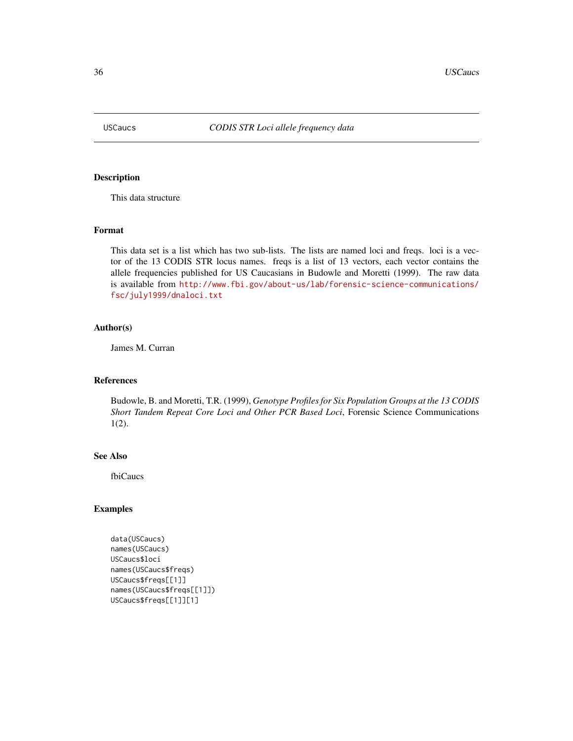USCaucs *CODIS STR Loci allele frequency data*

## Description

This data structure

## Format

This data set is a list which has two sub-lists. The lists are named loci and freqs. loci is a vector of the 13 CODIS STR locus names. freqs is a list of 13 vectors, each vector contains the allele frequencies published for US Caucasians in Budowle and Moretti (1999). The raw data is available from http://www.fbi.gov/about-us/lab/forensic-science-communications/fsc/july1999/dnaloci.txt

## Author(s)

James M. Curran

## References

Budowle, B. and Moretti, T.R. (1999), *Genotype Profiles for Six Population Groups at the 13 CODIS Short Tandem Repeat Core Loci and Other PCR Based Loci*, Forensic Science Communications 1(2).

## See Also

fbiCaucs

## Examples

```
data(USCaucs)
names(USCaucs)
USCaucs$loci
names(USCaucs$freqs)
USCaucs$freqs[[1]]
names(USCaucs$freqs[[1]])
USCaucs$freqs[[1]][1]
```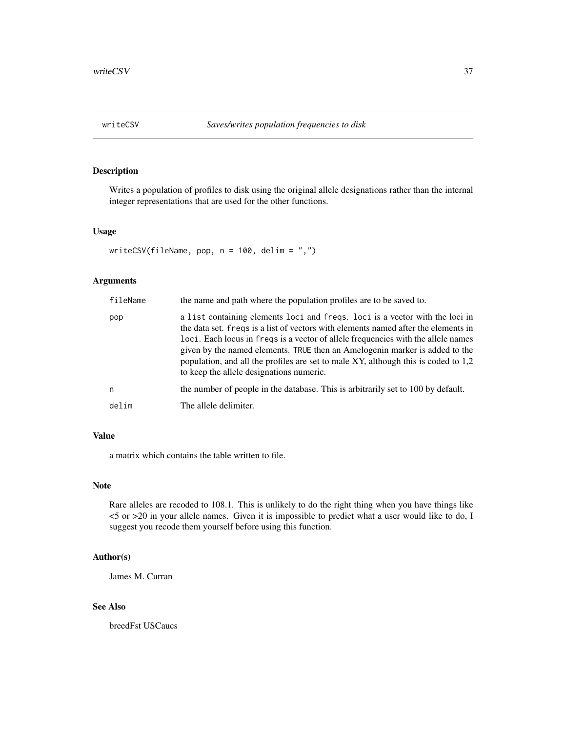# writeCSV — *Saves/writes population frequencies to disk*

## Description

Writes a population of profiles to disk using the original allele designations rather than the internal integer representations that are used for the other functions.

## Usage

```
writeCSV(fileName, pop, n = 100, delim = ",")
```

## Arguments

| | |
|---|---|
| `fileName` | the name and path where the population profiles are to be saved to. |
| `pop` | a `list` containing elements `loci` and `freqs`. `loci` is a vector with the loci in the data set. `freqs` is a list of vectors with elements named after the elements in `loci`. Each locus in `freqs` is a vector of allele frequencies with the allele names given by the named elements. `TRUE` then an Amelogenin marker is added to the population, and all the profiles are set to male XY, although this is coded to 1,2 to keep the allele designations numeric. |
| `n` | the number of people in the database. This is arbitrarily set to 100 by default. |
| `delim` | The allele delimiter. |

## Value

a matrix which contains the table written to file.

## Note

Rare alleles are recoded to 108.1. This is unlikely to do the right thing when you have things like <5 or >20 in your allele names. Given it is impossible to predict what a user would like to do, I suggest you recode them yourself before using this function.

## Author(s)

James M. Curran

## See Also

breedFst USCaucs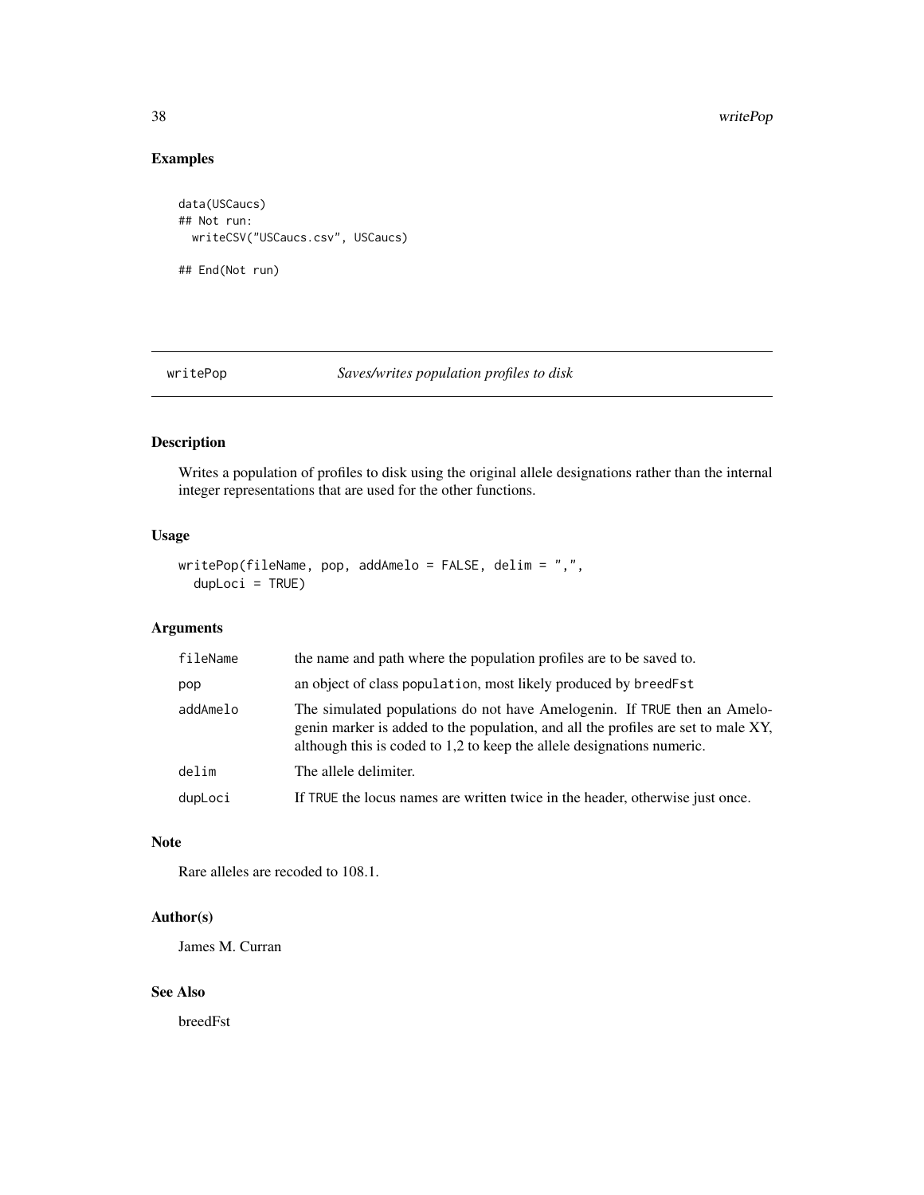## Examples

```
data(USCaucs)
## Not run:
  writeCSV("USCaucs.csv", USCaucs)

## End(Not run)
```

---

writePop *Saves/writes population profiles to disk*

---

### Description

Writes a population of profiles to disk using the original allele designations rather than the internal integer representations that are used for the other functions.

### Usage

```
writePop(fileName, pop, addAmelo = FALSE, delim = ",",
  dupLoci = TRUE)
```

### Arguments

| | |
|---|---|
| fileName | the name and path where the population profiles are to be saved to. |
| pop | an object of class population, most likely produced by breedFst |
| addAmelo | The simulated populations do not have Amelogenin. If TRUE then an Amelogenin marker is added to the population, and all the profiles are set to male XY, although this is coded to 1,2 to keep the allele designations numeric. |
| delim | The allele delimiter. |
| dupLoci | If TRUE the locus names are written twice in the header, otherwise just once. |

### Note

Rare alleles are recoded to 108.1.

### Author(s)

James M. Curran

### See Also

breedFst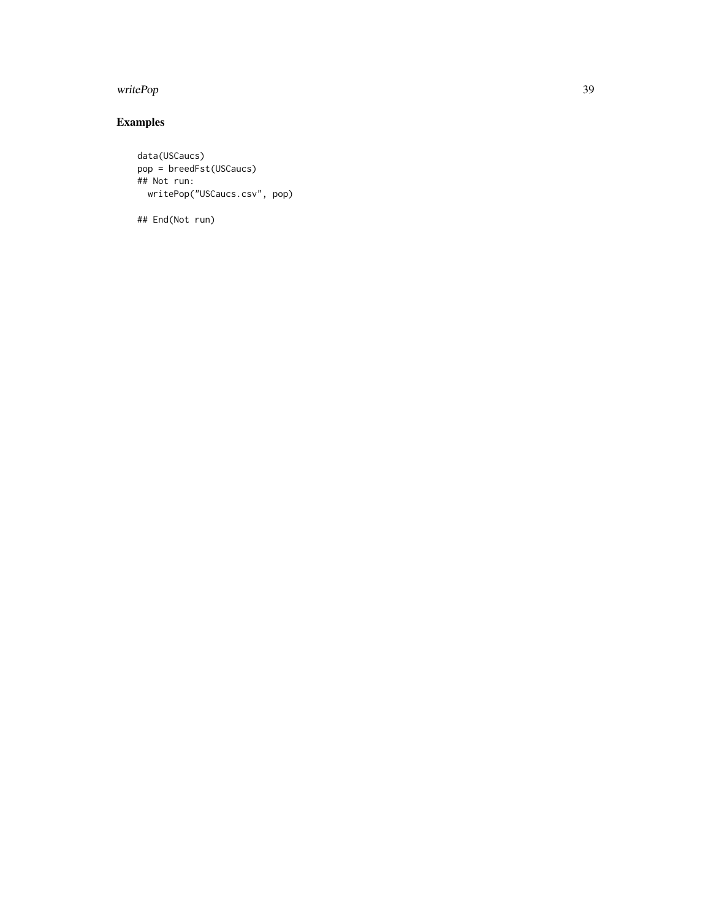## Examples

```
data(USCaucs)
pop = breedFst(USCaucs)
## Not run:
  writePop("USCaucs.csv", pop)

## End(Not run)
```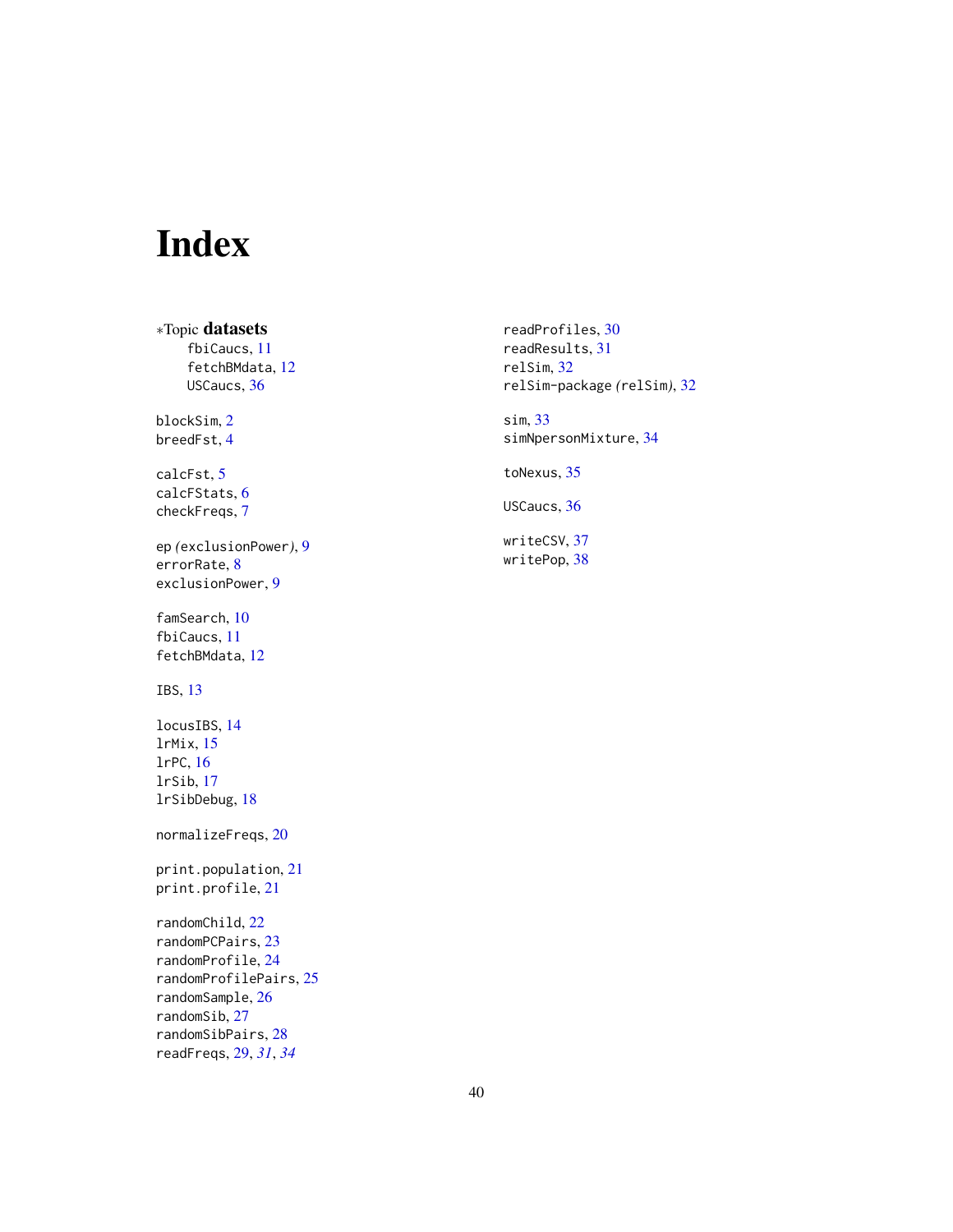# Index

*Topic **datasets**
- fbiCaucs, 11
- fetchBMdata, 12
- USCaucs, 36

blockSim, 2
breedFst, 4

calcFst, 5
calcFStats, 6
checkFreqs, 7

ep *(*exclusionPower*)*, 9
errorRate, 8
exclusionPower, 9

famSearch, 10
fbiCaucs, 11
fetchBMdata, 12

IBS, 13

locusIBS, 14
lrMix, 15
lrPC, 16
lrSib, 17
lrSibDebug, 18

normalizeFreqs, 20

print.population, 21
print.profile, 21

randomChild, 22
randomPCPairs, 23
randomProfile, 24
randomProfilePairs, 25
randomSample, 26
randomSib, 27
randomSibPairs, 28
readFreqs, 29, *31*, *34*
readProfiles, 30
readResults, 31
relSim, 32
relSim-package *(*relSim*)*, 32

sim, 33
simNpersonMixture, 34

toNexus, 35

USCaucs, 36

writeCSV, 37
writePop, 38